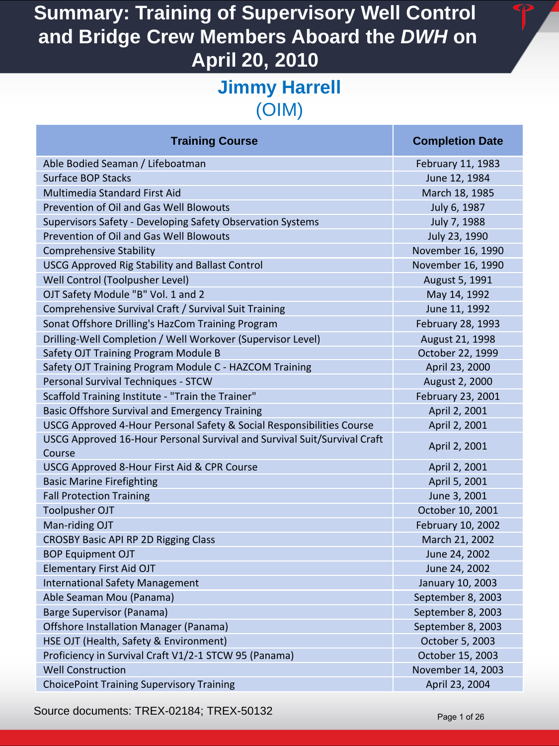# Summary: Training of Supervisory Well Control and Bridge Crew Members Aboard the *DWH* on April 20, 2010

## Jimmy Harrell
(OIM)

| Training Course | Completion Date |
|---|---|
| Able Bodied Seaman / Lifeboatman | February 11, 1983 |
| Surface BOP Stacks | June 12, 1984 |
| Multimedia Standard First Aid | March 18, 1985 |
| Prevention of Oil and Gas Well Blowouts | July 6, 1987 |
| Supervisors Safety - Developing Safety Observation Systems | July 7, 1988 |
| Prevention of Oil and Gas Well Blowouts | July 23, 1990 |
| Comprehensive Stability | November 16, 1990 |
| USCG Approved Rig Stability and Ballast Control | November 16, 1990 |
| Well Control (Toolpusher Level) | August 5, 1991 |
| OJT Safety Module "B" Vol. 1 and 2 | May 14, 1992 |
| Comprehensive Survival Craft / Survival Suit Training | June 11, 1992 |
| Sonat Offshore Drilling's HazCom Training Program | February 28, 1993 |
| Drilling-Well Completion / Well Workover (Supervisor Level) | August 21, 1998 |
| Safety OJT Training Program Module B | October 22, 1999 |
| Safety OJT Training Program Module C - HAZCOM Training | April 23, 2000 |
| Personal Survival Techniques - STCW | August 2, 2000 |
| Scaffold Training Institute - "Train the Trainer" | February 23, 2001 |
| Basic Offshore Survival and Emergency Training | April 2, 2001 |
| USCG Approved 4-Hour Personal Safety & Social Responsibilities Course | April 2, 2001 |
| USCG Approved 16-Hour Personal Survival and Survival Suit/Survival Craft Course | April 2, 2001 |
| USCG Approved 8-Hour First Aid & CPR Course | April 2, 2001 |
| Basic Marine Firefighting | April 5, 2001 |
| Fall Protection Training | June 3, 2001 |
| Toolpusher OJT | October 10, 2001 |
| Man-riding OJT | February 10, 2002 |
| CROSBY Basic API RP 2D Rigging Class | March 21, 2002 |
| BOP Equipment OJT | June 24, 2002 |
| Elementary First Aid OJT | June 24, 2002 |
| International Safety Management | January 10, 2003 |
| Able Seaman Mou (Panama) | September 8, 2003 |
| Barge Supervisor (Panama) | September 8, 2003 |
| Offshore Installation Manager (Panama) | September 8, 2003 |
| HSE OJT (Health, Safety & Environment) | October 5, 2003 |
| Proficiency in Survival Craft V1/2-1 STCW 95 (Panama) | October 15, 2003 |
| Well Construction | November 14, 2003 |
| ChoicePoint Training Supervisory Training | April 23, 2004 |

Source documents: TREX-02184; TREX-50132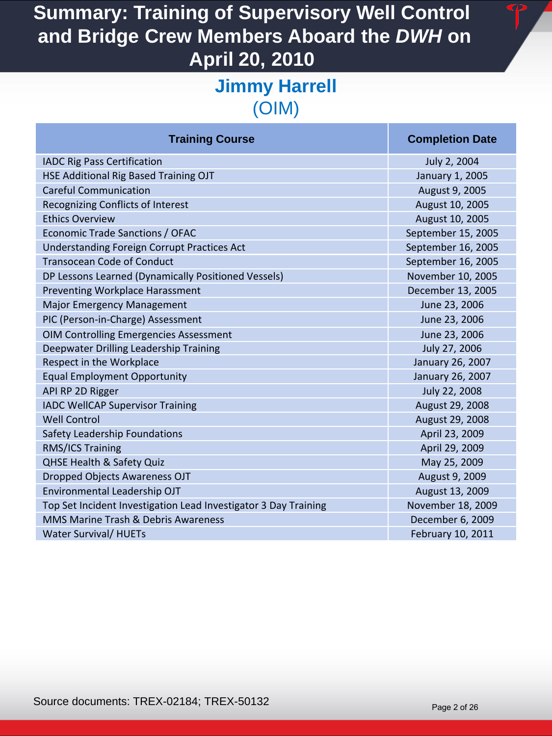# Summary: Training of Supervisory Well Control and Bridge Crew Members Aboard the *DWH* on April 20, 2010

## Jimmy Harrell
(OIM)

| Training Course | Completion Date |
|---|---|
| IADC Rig Pass Certification | July 2, 2004 |
| HSE Additional Rig Based Training OJT | January 1, 2005 |
| Careful Communication | August 9, 2005 |
| Recognizing Conflicts of Interest | August 10, 2005 |
| Ethics Overview | August 10, 2005 |
| Economic Trade Sanctions / OFAC | September 15, 2005 |
| Understanding Foreign Corrupt Practices Act | September 16, 2005 |
| Transocean Code of Conduct | September 16, 2005 |
| DP Lessons Learned (Dynamically Positioned Vessels) | November 10, 2005 |
| Preventing Workplace Harassment | December 13, 2005 |
| Major Emergency Management | June 23, 2006 |
| PIC (Person-in-Charge) Assessment | June 23, 2006 |
| OIM Controlling Emergencies Assessment | June 23, 2006 |
| Deepwater Drilling Leadership Training | July 27, 2006 |
| Respect in the Workplace | January 26, 2007 |
| Equal Employment Opportunity | January 26, 2007 |
| API RP 2D Rigger | July 22, 2008 |
| IADC WellCAP Supervisor Training | August 29, 2008 |
| Well Control | August 29, 2008 |
| Safety Leadership Foundations | April 23, 2009 |
| RMS/ICS Training | April 29, 2009 |
| QHSE Health & Safety Quiz | May 25, 2009 |
| Dropped Objects Awareness OJT | August 9, 2009 |
| Environmental Leadership OJT | August 13, 2009 |
| Top Set Incident Investigation Lead Investigator 3 Day Training | November 18, 2009 |
| MMS Marine Trash & Debris Awareness | December 6, 2009 |
| Water Survival/ HUETs | February 10, 2011 |

Source documents: TREX-02184; TREX-50132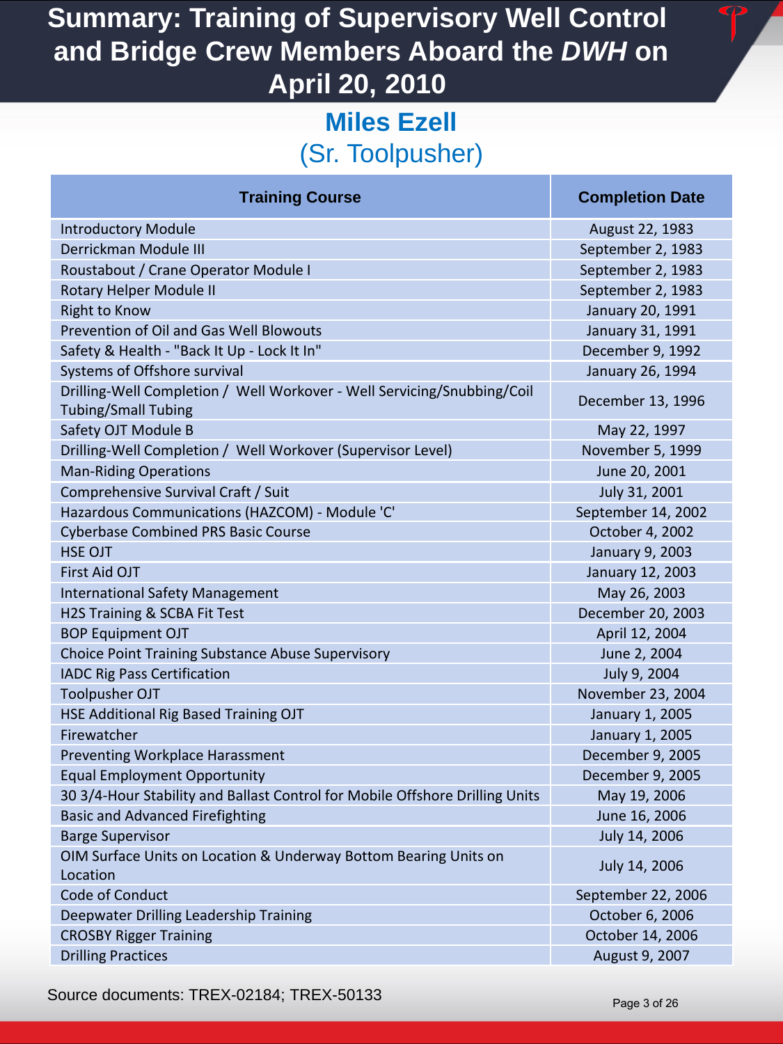# Summary: Training of Supervisory Well Control and Bridge Crew Members Aboard the *DWH* on April 20, 2010

## Miles Ezell
### (Sr. Toolpusher)

| Training Course | Completion Date |
|---|---|
| Introductory Module | August 22, 1983 |
| Derrickman Module III | September 2, 1983 |
| Roustabout / Crane Operator Module I | September 2, 1983 |
| Rotary Helper Module II | September 2, 1983 |
| Right to Know | January 20, 1991 |
| Prevention of Oil and Gas Well Blowouts | January 31, 1991 |
| Safety & Health - "Back It Up - Lock It In" | December 9, 1992 |
| Systems of Offshore survival | January 26, 1994 |
| Drilling-Well Completion / Well Workover - Well Servicing/Snubbing/Coil Tubing/Small Tubing | December 13, 1996 |
| Safety OJT Module B | May 22, 1997 |
| Drilling-Well Completion / Well Workover (Supervisor Level) | November 5, 1999 |
| Man-Riding Operations | June 20, 2001 |
| Comprehensive Survival Craft / Suit | July 31, 2001 |
| Hazardous Communications (HAZCOM) - Module 'C' | September 14, 2002 |
| Cyberbase Combined PRS Basic Course | October 4, 2002 |
| HSE OJT | January 9, 2003 |
| First Aid OJT | January 12, 2003 |
| International Safety Management | May 26, 2003 |
| H2S Training & SCBA Fit Test | December 20, 2003 |
| BOP Equipment OJT | April 12, 2004 |
| Choice Point Training Substance Abuse Supervisory | June 2, 2004 |
| IADC Rig Pass Certification | July 9, 2004 |
| Toolpusher OJT | November 23, 2004 |
| HSE Additional Rig Based Training OJT | January 1, 2005 |
| Firewatcher | January 1, 2005 |
| Preventing Workplace Harassment | December 9, 2005 |
| Equal Employment Opportunity | December 9, 2005 |
| 30 3/4-Hour Stability and Ballast Control for Mobile Offshore Drilling Units | May 19, 2006 |
| Basic and Advanced Firefighting | June 16, 2006 |
| Barge Supervisor | July 14, 2006 |
| OIM Surface Units on Location & Underway Bottom Bearing Units on Location | July 14, 2006 |
| Code of Conduct | September 22, 2006 |
| Deepwater Drilling Leadership Training | October 6, 2006 |
| CROSBY Rigger Training | October 14, 2006 |
| Drilling Practices | August 9, 2007 |

Source documents: TREX-02184; TREX-50133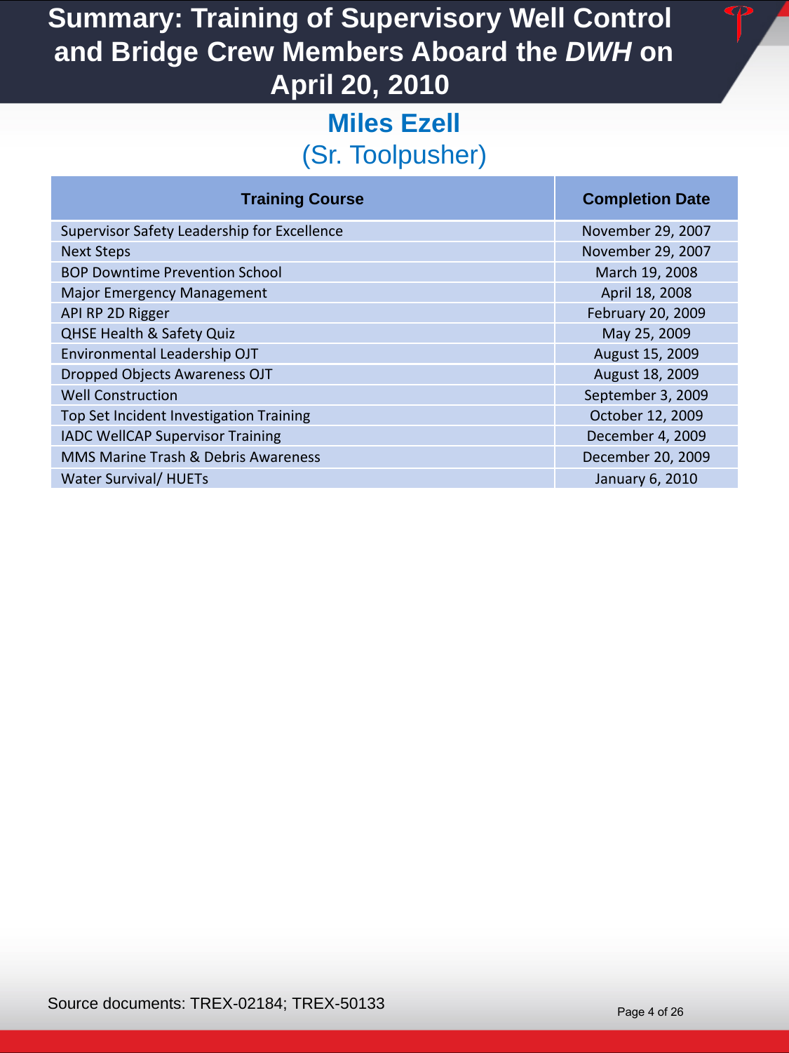# Summary: Training of Supervisory Well Control and Bridge Crew Members Aboard the *DWH* on April 20, 2010

## Miles Ezell

### (Sr. Toolpusher)

| Training Course | Completion Date |
|---|---|
| Supervisor Safety Leadership for Excellence | November 29, 2007 |
| Next Steps | November 29, 2007 |
| BOP Downtime Prevention School | March 19, 2008 |
| Major Emergency Management | April 18, 2008 |
| API RP 2D Rigger | February 20, 2009 |
| QHSE Health & Safety Quiz | May 25, 2009 |
| Environmental Leadership OJT | August 15, 2009 |
| Dropped Objects Awareness OJT | August 18, 2009 |
| Well Construction | September 3, 2009 |
| Top Set Incident Investigation Training | October 12, 2009 |
| IADC WellCAP Supervisor Training | December 4, 2009 |
| MMS Marine Trash & Debris Awareness | December 20, 2009 |
| Water Survival/ HUETs | January 6, 2010 |

Source documents: TREX-02184; TREX-50133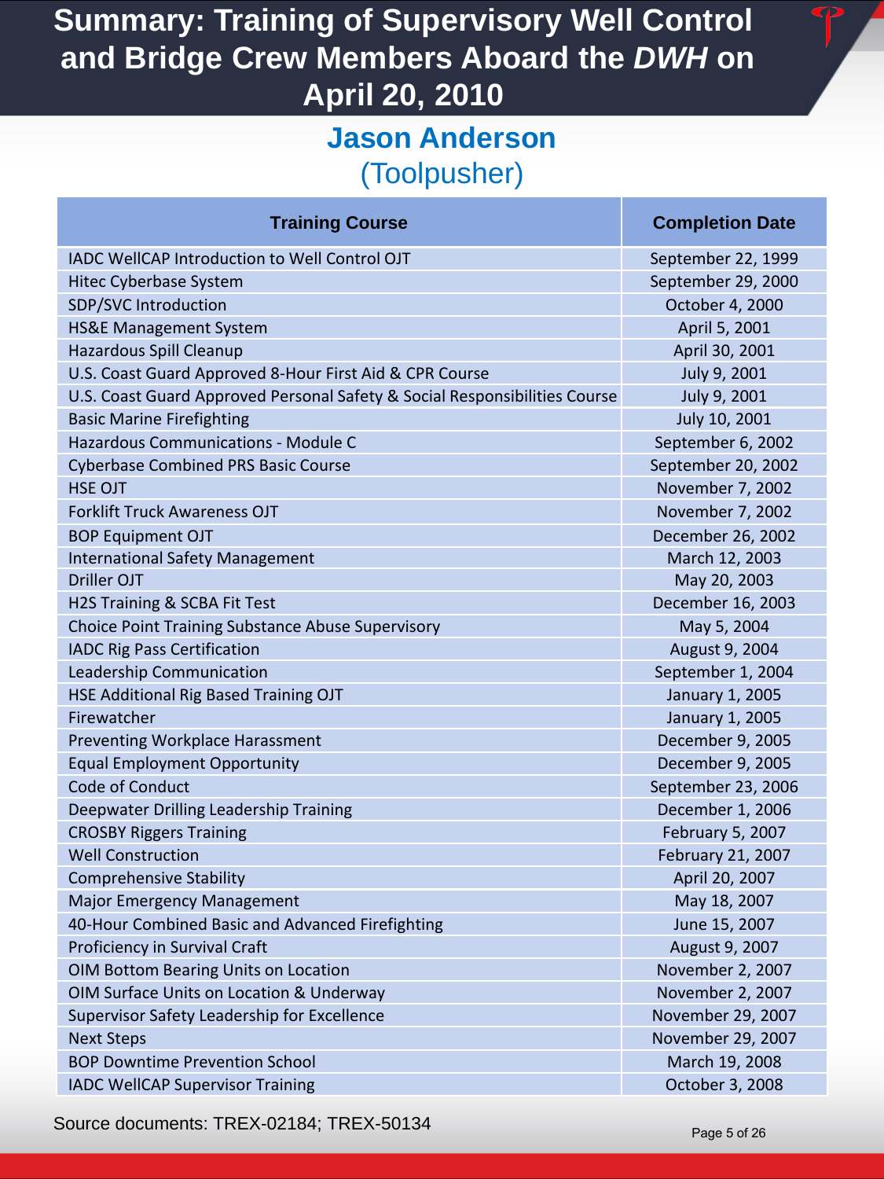# Summary: Training of Supervisory Well Control and Bridge Crew Members Aboard the *DWH* on April 20, 2010

## Jason Anderson
## (Toolpusher)

| Training Course | Completion Date |
|---|---|
| IADC WellCAP Introduction to Well Control OJT | September 22, 1999 |
| Hitec Cyberbase System | September 29, 2000 |
| SDP/SVC Introduction | October 4, 2000 |
| HS&E Management System | April 5, 2001 |
| Hazardous Spill Cleanup | April 30, 2001 |
| U.S. Coast Guard Approved 8-Hour First Aid & CPR Course | July 9, 2001 |
| U.S. Coast Guard Approved Personal Safety & Social Responsibilities Course | July 9, 2001 |
| Basic Marine Firefighting | July 10, 2001 |
| Hazardous Communications - Module C | September 6, 2002 |
| Cyberbase Combined PRS Basic Course | September 20, 2002 |
| HSE OJT | November 7, 2002 |
| Forklift Truck Awareness OJT | November 7, 2002 |
| BOP Equipment OJT | December 26, 2002 |
| International Safety Management | March 12, 2003 |
| Driller OJT | May 20, 2003 |
| H2S Training & SCBA Fit Test | December 16, 2003 |
| Choice Point Training Substance Abuse Supervisory | May 5, 2004 |
| IADC Rig Pass Certification | August 9, 2004 |
| Leadership Communication | September 1, 2004 |
| HSE Additional Rig Based Training OJT | January 1, 2005 |
| Firewatcher | January 1, 2005 |
| Preventing Workplace Harassment | December 9, 2005 |
| Equal Employment Opportunity | December 9, 2005 |
| Code of Conduct | September 23, 2006 |
| Deepwater Drilling Leadership Training | December 1, 2006 |
| CROSBY Riggers Training | February 5, 2007 |
| Well Construction | February 21, 2007 |
| Comprehensive Stability | April 20, 2007 |
| Major Emergency Management | May 18, 2007 |
| 40-Hour Combined Basic and Advanced Firefighting | June 15, 2007 |
| Proficiency in Survival Craft | August 9, 2007 |
| OIM Bottom Bearing Units on Location | November 2, 2007 |
| OIM Surface Units on Location & Underway | November 2, 2007 |
| Supervisor Safety Leadership for Excellence | November 29, 2007 |
| Next Steps | November 29, 2007 |
| BOP Downtime Prevention School | March 19, 2008 |
| IADC WellCAP Supervisor Training | October 3, 2008 |

Source documents: TREX-02184; TREX-50134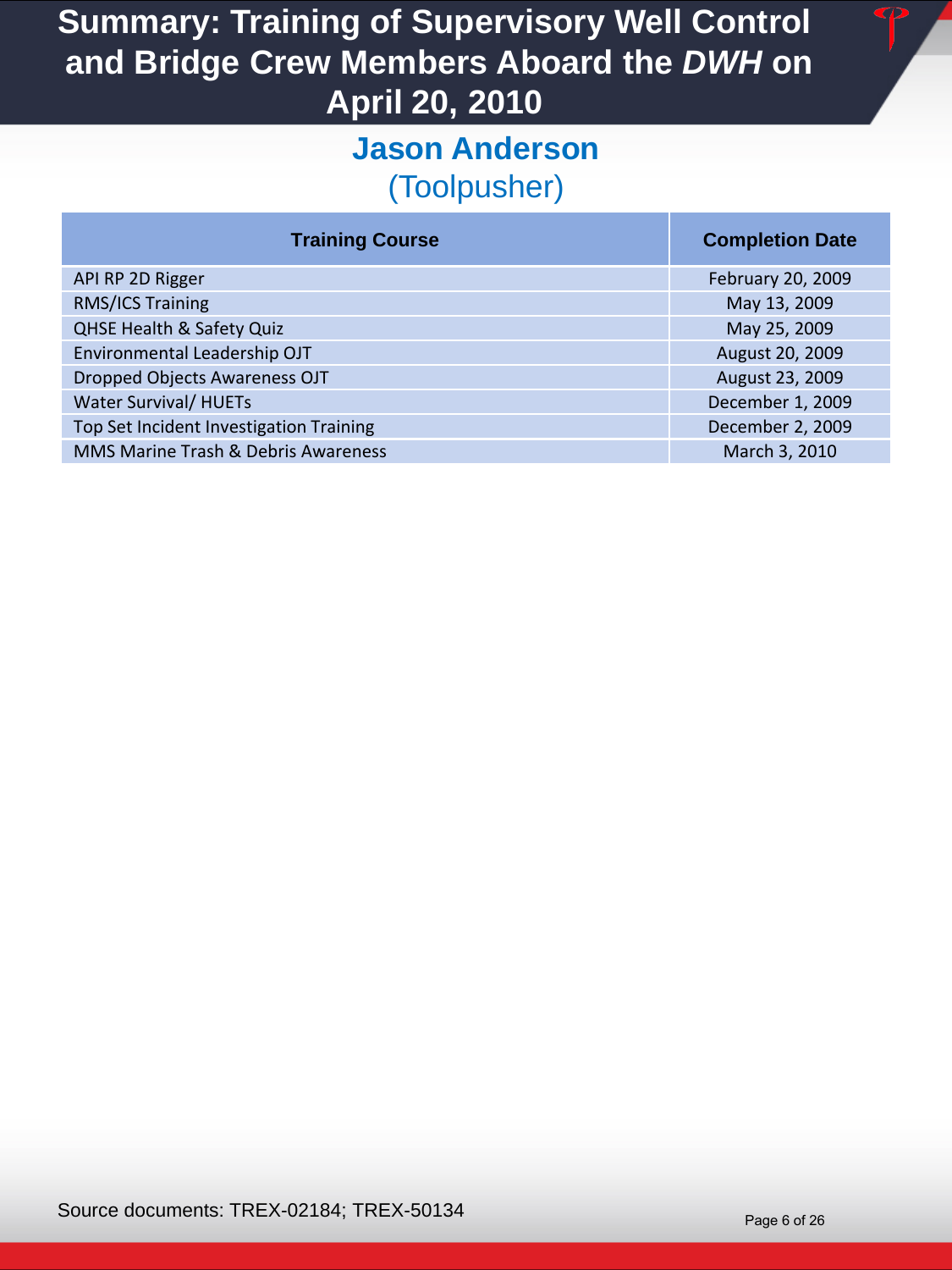# Summary: Training of Supervisory Well Control and Bridge Crew Members Aboard the *DWH* on April 20, 2010

## Jason Anderson

(Toolpusher)

| Training Course | Completion Date |
|---|---|
| API RP 2D Rigger | February 20, 2009 |
| RMS/ICS Training | May 13, 2009 |
| QHSE Health & Safety Quiz | May 25, 2009 |
| Environmental Leadership OJT | August 20, 2009 |
| Dropped Objects Awareness OJT | August 23, 2009 |
| Water Survival/ HUETs | December 1, 2009 |
| Top Set Incident Investigation Training | December 2, 2009 |
| MMS Marine Trash & Debris Awareness | March 3, 2010 |

Source documents: TREX-02184; TREX-50134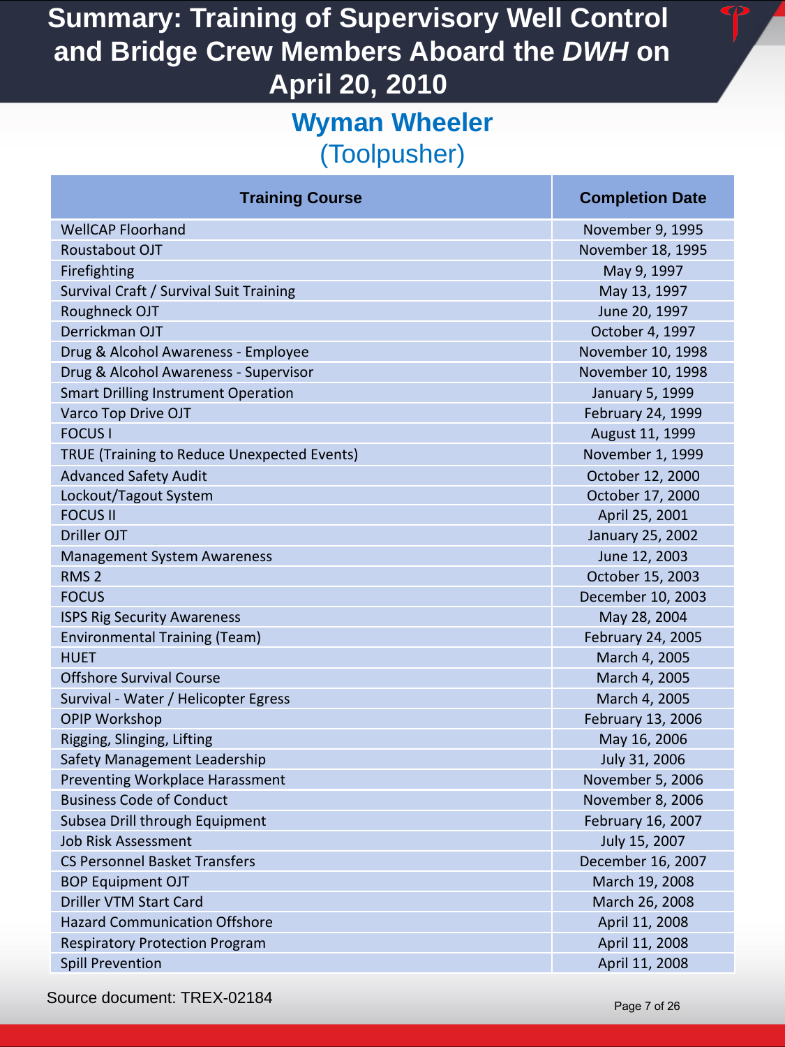# Summary: Training of Supervisory Well Control and Bridge Crew Members Aboard the *DWH* on April 20, 2010

## Wyman Wheeler
(Toolpusher)

| Training Course | Completion Date |
| --- | --- |
| WellCAP Floorhand | November 9, 1995 |
| Roustabout OJT | November 18, 1995 |
| Firefighting | May 9, 1997 |
| Survival Craft / Survival Suit Training | May 13, 1997 |
| Roughneck OJT | June 20, 1997 |
| Derrickman OJT | October 4, 1997 |
| Drug & Alcohol Awareness - Employee | November 10, 1998 |
| Drug & Alcohol Awareness - Supervisor | November 10, 1998 |
| Smart Drilling Instrument Operation | January 5, 1999 |
| Varco Top Drive OJT | February 24, 1999 |
| FOCUS I | August 11, 1999 |
| TRUE (Training to Reduce Unexpected Events) | November 1, 1999 |
| Advanced Safety Audit | October 12, 2000 |
| Lockout/Tagout System | October 17, 2000 |
| FOCUS II | April 25, 2001 |
| Driller OJT | January 25, 2002 |
| Management System Awareness | June 12, 2003 |
| RMS 2 | October 15, 2003 |
| FOCUS | December 10, 2003 |
| ISPS Rig Security Awareness | May 28, 2004 |
| Environmental Training (Team) | February 24, 2005 |
| HUET | March 4, 2005 |
| Offshore Survival Course | March 4, 2005 |
| Survival - Water / Helicopter Egress | March 4, 2005 |
| OPIP Workshop | February 13, 2006 |
| Rigging, Slinging, Lifting | May 16, 2006 |
| Safety Management Leadership | July 31, 2006 |
| Preventing Workplace Harassment | November 5, 2006 |
| Business Code of Conduct | November 8, 2006 |
| Subsea Drill through Equipment | February 16, 2007 |
| Job Risk Assessment | July 15, 2007 |
| CS Personnel Basket Transfers | December 16, 2007 |
| BOP Equipment OJT | March 19, 2008 |
| Driller VTM Start Card | March 26, 2008 |
| Hazard Communication Offshore | April 11, 2008 |
| Respiratory Protection Program | April 11, 2008 |
| Spill Prevention | April 11, 2008 |

Source document: TREX-02184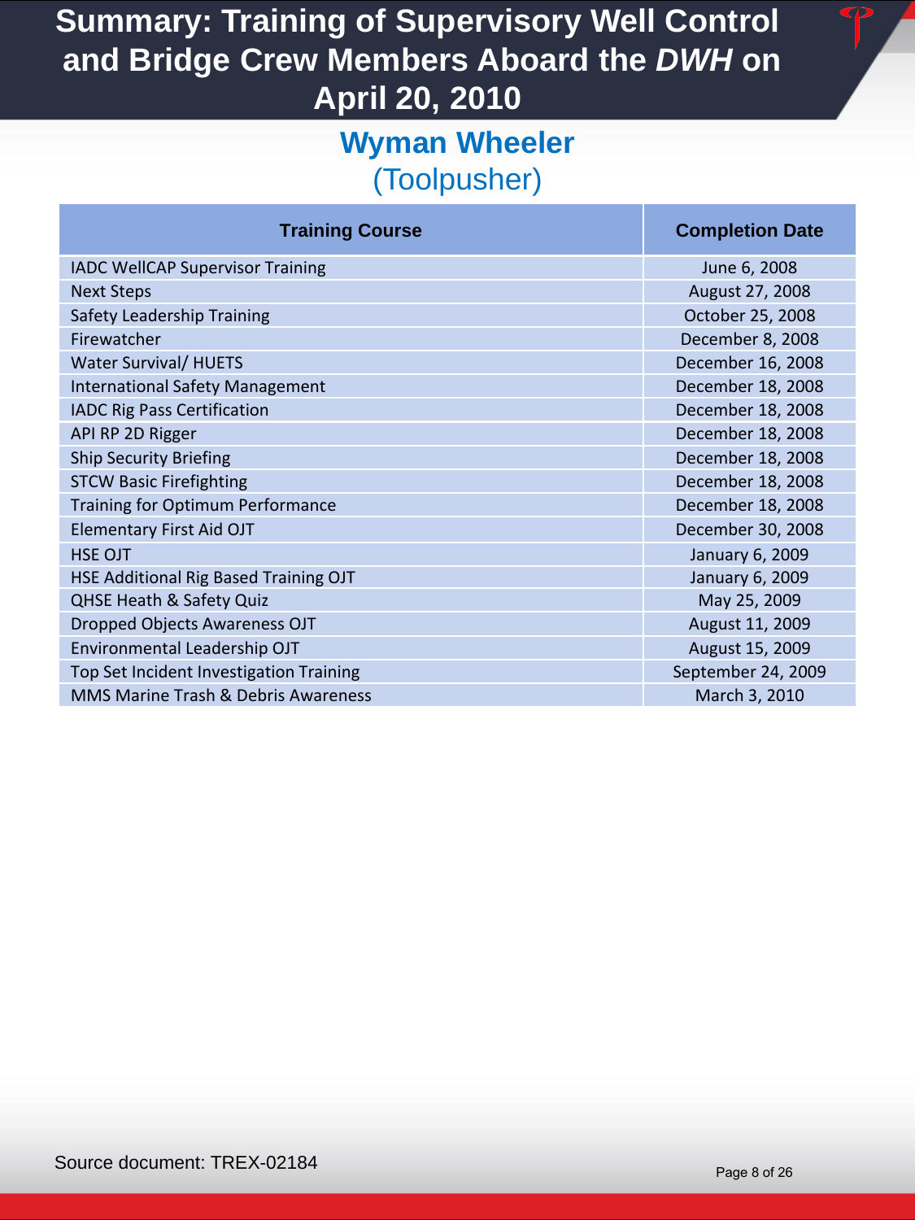# Summary: Training of Supervisory Well Control and Bridge Crew Members Aboard the *DWH* on April 20, 2010

## Wyman Wheeler
(Toolpusher)

| Training Course | Completion Date |
|---|---|
| IADC WellCAP Supervisor Training | June 6, 2008 |
| Next Steps | August 27, 2008 |
| Safety Leadership Training | October 25, 2008 |
| Firewatcher | December 8, 2008 |
| Water Survival/ HUETS | December 16, 2008 |
| International Safety Management | December 18, 2008 |
| IADC Rig Pass Certification | December 18, 2008 |
| API RP 2D Rigger | December 18, 2008 |
| Ship Security Briefing | December 18, 2008 |
| STCW Basic Firefighting | December 18, 2008 |
| Training for Optimum Performance | December 18, 2008 |
| Elementary First Aid OJT | December 30, 2008 |
| HSE OJT | January 6, 2009 |
| HSE Additional Rig Based Training OJT | January 6, 2009 |
| QHSE Heath & Safety Quiz | May 25, 2009 |
| Dropped Objects Awareness OJT | August 11, 2009 |
| Environmental Leadership OJT | August 15, 2009 |
| Top Set Incident Investigation Training | September 24, 2009 |
| MMS Marine Trash & Debris Awareness | March 3, 2010 |

Source document: TREX-02184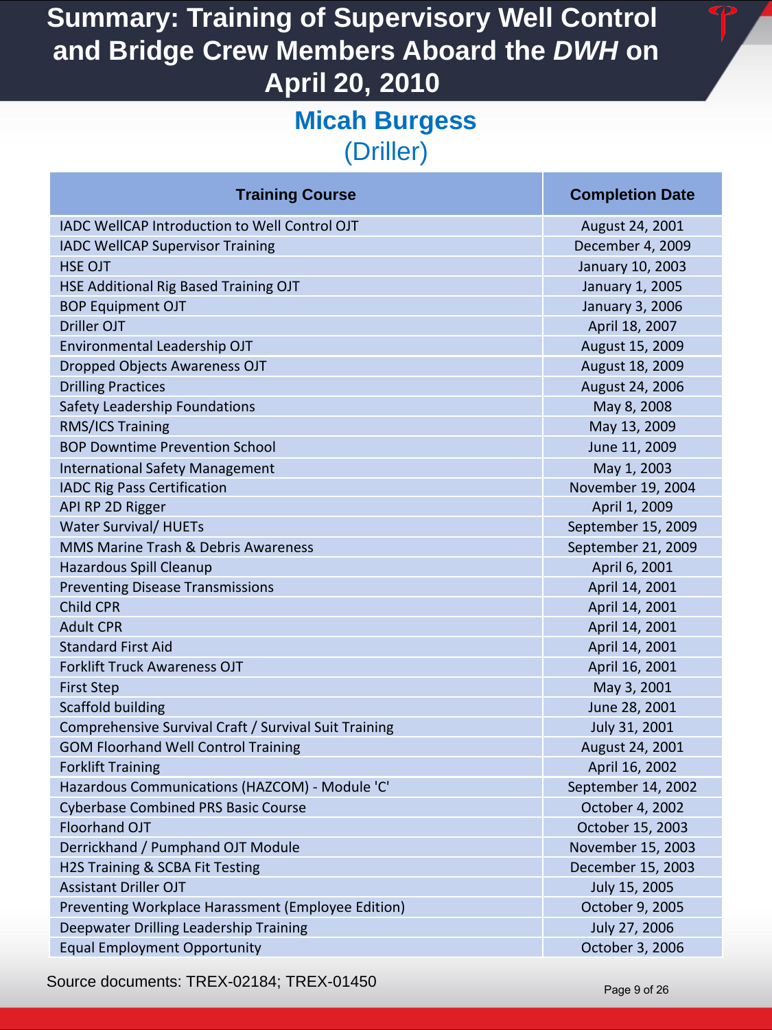# Summary: Training of Supervisory Well Control and Bridge Crew Members Aboard the *DWH* on April 20, 2010

## Micah Burgess
(Driller)

| Training Course | Completion Date |
|---|---|
| IADC WellCAP Introduction to Well Control OJT | August 24, 2001 |
| IADC WellCAP Supervisor Training | December 4, 2009 |
| HSE OJT | January 10, 2003 |
| HSE Additional Rig Based Training OJT | January 1, 2005 |
| BOP Equipment OJT | January 3, 2006 |
| Driller OJT | April 18, 2007 |
| Environmental Leadership OJT | August 15, 2009 |
| Dropped Objects Awareness OJT | August 18, 2009 |
| Drilling Practices | August 24, 2006 |
| Safety Leadership Foundations | May 8, 2008 |
| RMS/ICS Training | May 13, 2009 |
| BOP Downtime Prevention School | June 11, 2009 |
| International Safety Management | May 1, 2003 |
| IADC Rig Pass Certification | November 19, 2004 |
| API RP 2D Rigger | April 1, 2009 |
| Water Survival/ HUETs | September 15, 2009 |
| MMS Marine Trash & Debris Awareness | September 21, 2009 |
| Hazardous Spill Cleanup | April 6, 2001 |
| Preventing Disease Transmissions | April 14, 2001 |
| Child CPR | April 14, 2001 |
| Adult CPR | April 14, 2001 |
| Standard First Aid | April 14, 2001 |
| Forklift Truck Awareness OJT | April 16, 2001 |
| First Step | May 3, 2001 |
| Scaffold building | June 28, 2001 |
| Comprehensive Survival Craft / Survival Suit Training | July 31, 2001 |
| GOM Floorhand Well Control Training | August 24, 2001 |
| Forklift Training | April 16, 2002 |
| Hazardous Communications (HAZCOM) - Module 'C' | September 14, 2002 |
| Cyberbase Combined PRS Basic Course | October 4, 2002 |
| Floorhand OJT | October 15, 2003 |
| Derrickhand / Pumphand OJT Module | November 15, 2003 |
| H2S Training & SCBA Fit Testing | December 15, 2003 |
| Assistant Driller OJT | July 15, 2005 |
| Preventing Workplace Harassment (Employee Edition) | October 9, 2005 |
| Deepwater Drilling Leadership Training | July 27, 2006 |
| Equal Employment Opportunity | October 3, 2006 |

Source documents: TREX-02184; TREX-01450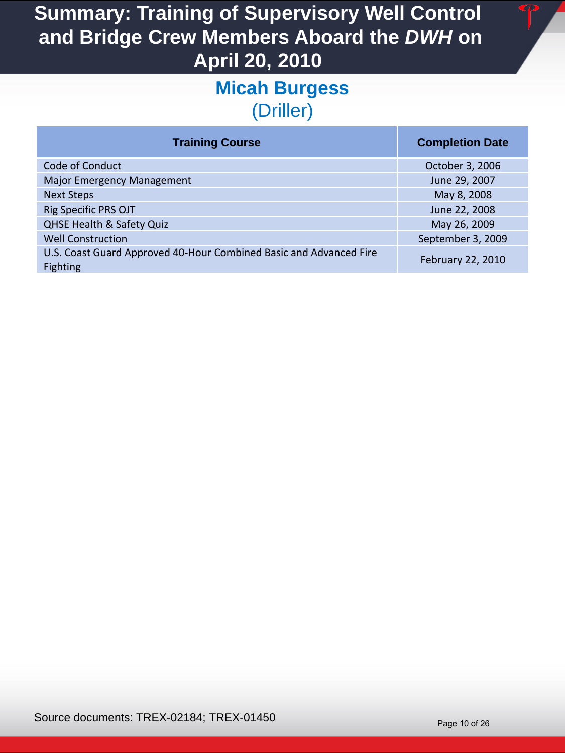# Summary: Training of Supervisory Well Control and Bridge Crew Members Aboard the *DWH* on April 20, 2010

## Micah Burgess
(Driller)

| Training Course | Completion Date |
|---|---|
| Code of Conduct | October 3, 2006 |
| Major Emergency Management | June 29, 2007 |
| Next Steps | May 8, 2008 |
| Rig Specific PRS OJT | June 22, 2008 |
| QHSE Health & Safety Quiz | May 26, 2009 |
| Well Construction | September 3, 2009 |
| U.S. Coast Guard Approved 40-Hour Combined Basic and Advanced Fire Fighting | February 22, 2010 |

Source documents: TREX-02184; TREX-01450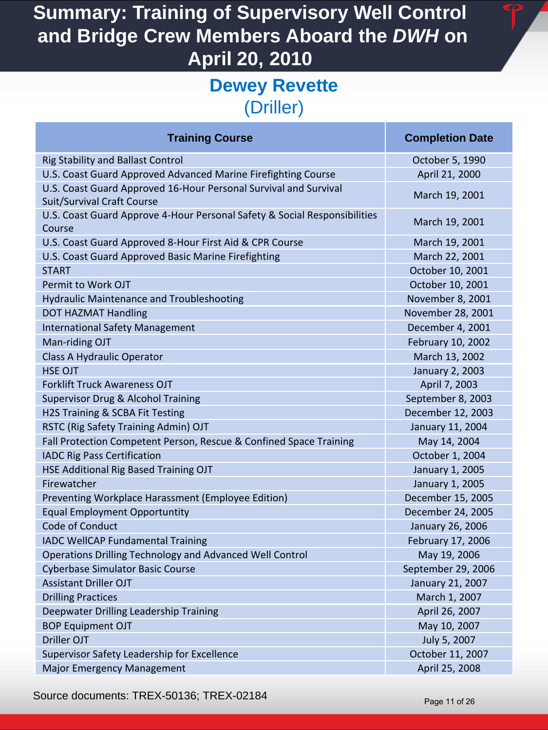# Summary: Training of Supervisory Well Control and Bridge Crew Members Aboard the *DWH* on April 20, 2010

## Dewey Revette
(Driller)

| Training Course | Completion Date |
|---|---|
| Rig Stability and Ballast Control | October 5, 1990 |
| U.S. Coast Guard Approved Advanced Marine Firefighting Course | April 21, 2000 |
| U.S. Coast Guard Approved 16-Hour Personal Survival and Survival Suit/Survival Craft Course | March 19, 2001 |
| U.S. Coast Guard Approve 4-Hour Personal Safety & Social Responsibilities Course | March 19, 2001 |
| U.S. Coast Guard Approved 8-Hour First Aid & CPR Course | March 19, 2001 |
| U.S. Coast Guard Approved Basic Marine Firefighting | March 22, 2001 |
| START | October 10, 2001 |
| Permit to Work OJT | October 10, 2001 |
| Hydraulic Maintenance and Troubleshooting | November 8, 2001 |
| DOT HAZMAT Handling | November 28, 2001 |
| International Safety Management | December 4, 2001 |
| Man-riding OJT | February 10, 2002 |
| Class A Hydraulic Operator | March 13, 2002 |
| HSE OJT | January 2, 2003 |
| Forklift Truck Awareness OJT | April 7, 2003 |
| Supervisor Drug & Alcohol Training | September 8, 2003 |
| H2S Training & SCBA Fit Testing | December 12, 2003 |
| RSTC (Rig Safety Training Admin) OJT | January 11, 2004 |
| Fall Protection Competent Person, Rescue & Confined Space Training | May 14, 2004 |
| IADC Rig Pass Certification | October 1, 2004 |
| HSE Additional Rig Based Training OJT | January 1, 2005 |
| Firewatcher | January 1, 2005 |
| Preventing Workplace Harassment (Employee Edition) | December 15, 2005 |
| Equal Employment Opportuntity | December 24, 2005 |
| Code of Conduct | January 26, 2006 |
| IADC WellCAP Fundamental Training | February 17, 2006 |
| Operations Drilling Technology and Advanced Well Control | May 19, 2006 |
| Cyberbase Simulator Basic Course | September 29, 2006 |
| Assistant Driller OJT | January 21, 2007 |
| Drilling Practices | March 1, 2007 |
| Deepwater Drilling Leadership Training | April 26, 2007 |
| BOP Equipment OJT | May 10, 2007 |
| Driller OJT | July 5, 2007 |
| Supervisor Safety Leadership for Excellence | October 11, 2007 |
| Major Emergency Management | April 25, 2008 |

Source documents: TREX-50136; TREX-02184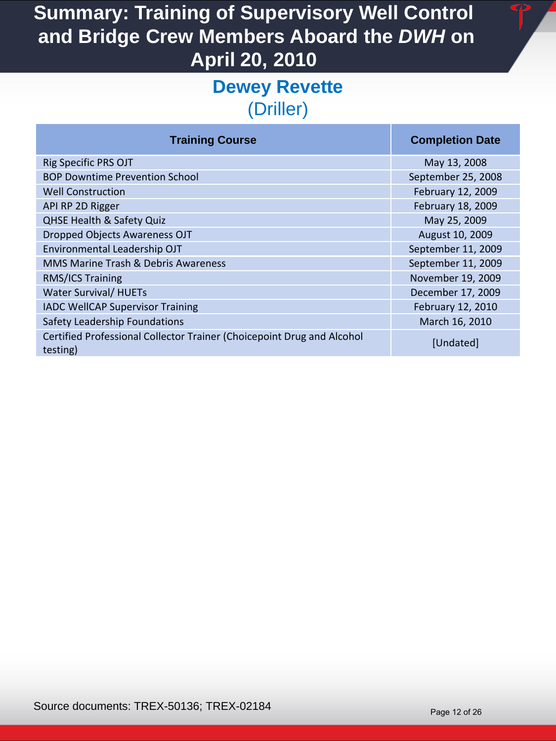# Summary: Training of Supervisory Well Control and Bridge Crew Members Aboard the *DWH* on April 20, 2010

## Dewey Revette
(Driller)

| Training Course | Completion Date |
|---|---|
| Rig Specific PRS OJT | May 13, 2008 |
| BOP Downtime Prevention School | September 25, 2008 |
| Well Construction | February 12, 2009 |
| API RP 2D Rigger | February 18, 2009 |
| QHSE Health & Safety Quiz | May 25, 2009 |
| Dropped Objects Awareness OJT | August 10, 2009 |
| Environmental Leadership OJT | September 11, 2009 |
| MMS Marine Trash & Debris Awareness | September 11, 2009 |
| RMS/ICS Training | November 19, 2009 |
| Water Survival/ HUETs | December 17, 2009 |
| IADC WellCAP Supervisor Training | February 12, 2010 |
| Safety Leadership Foundations | March 16, 2010 |
| Certified Professional Collector Trainer (Choicepoint Drug and Alcohol testing) | [Undated] |

Source documents: TREX-50136; TREX-02184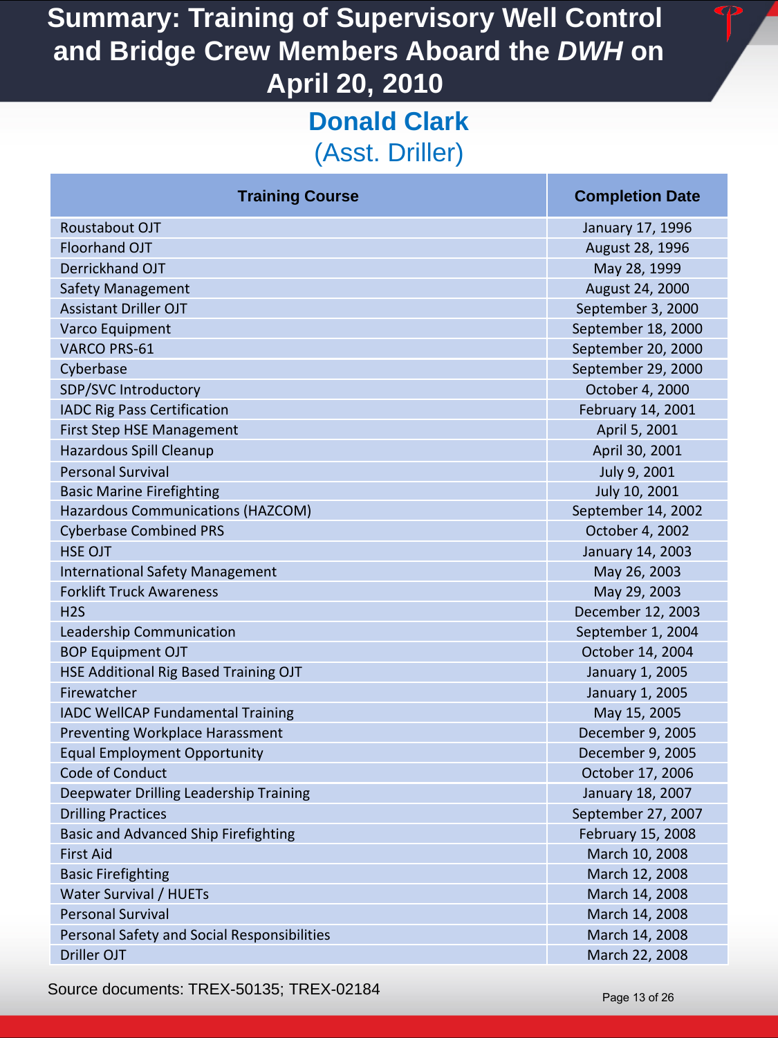# Summary: Training of Supervisory Well Control and Bridge Crew Members Aboard the *DWH* on April 20, 2010

## Donald Clark
(Asst. Driller)

| Training Course | Completion Date |
|---|---|
| Roustabout OJT | January 17, 1996 |
| Floorhand OJT | August 28, 1996 |
| Derrickhand OJT | May 28, 1999 |
| Safety Management | August 24, 2000 |
| Assistant Driller OJT | September 3, 2000 |
| Varco Equipment | September 18, 2000 |
| VARCO PRS-61 | September 20, 2000 |
| Cyberbase | September 29, 2000 |
| SDP/SVC Introductory | October 4, 2000 |
| IADC Rig Pass Certification | February 14, 2001 |
| First Step HSE Management | April 5, 2001 |
| Hazardous Spill Cleanup | April 30, 2001 |
| Personal Survival | July 9, 2001 |
| Basic Marine Firefighting | July 10, 2001 |
| Hazardous Communications (HAZCOM) | September 14, 2002 |
| Cyberbase Combined PRS | October 4, 2002 |
| HSE OJT | January 14, 2003 |
| International Safety Management | May 26, 2003 |
| Forklift Truck Awareness | May 29, 2003 |
| H2S | December 12, 2003 |
| Leadership Communication | September 1, 2004 |
| BOP Equipment OJT | October 14, 2004 |
| HSE Additional Rig Based Training OJT | January 1, 2005 |
| Firewatcher | January 1, 2005 |
| IADC WellCAP Fundamental Training | May 15, 2005 |
| Preventing Workplace Harassment | December 9, 2005 |
| Equal Employment Opportunity | December 9, 2005 |
| Code of Conduct | October 17, 2006 |
| Deepwater Drilling Leadership Training | January 18, 2007 |
| Drilling Practices | September 27, 2007 |
| Basic and Advanced Ship Firefighting | February 15, 2008 |
| First Aid | March 10, 2008 |
| Basic Firefighting | March 12, 2008 |
| Water Survival / HUETs | March 14, 2008 |
| Personal Survival | March 14, 2008 |
| Personal Safety and Social Responsibilities | March 14, 2008 |
| Driller OJT | March 22, 2008 |

Source documents: TREX-50135; TREX-02184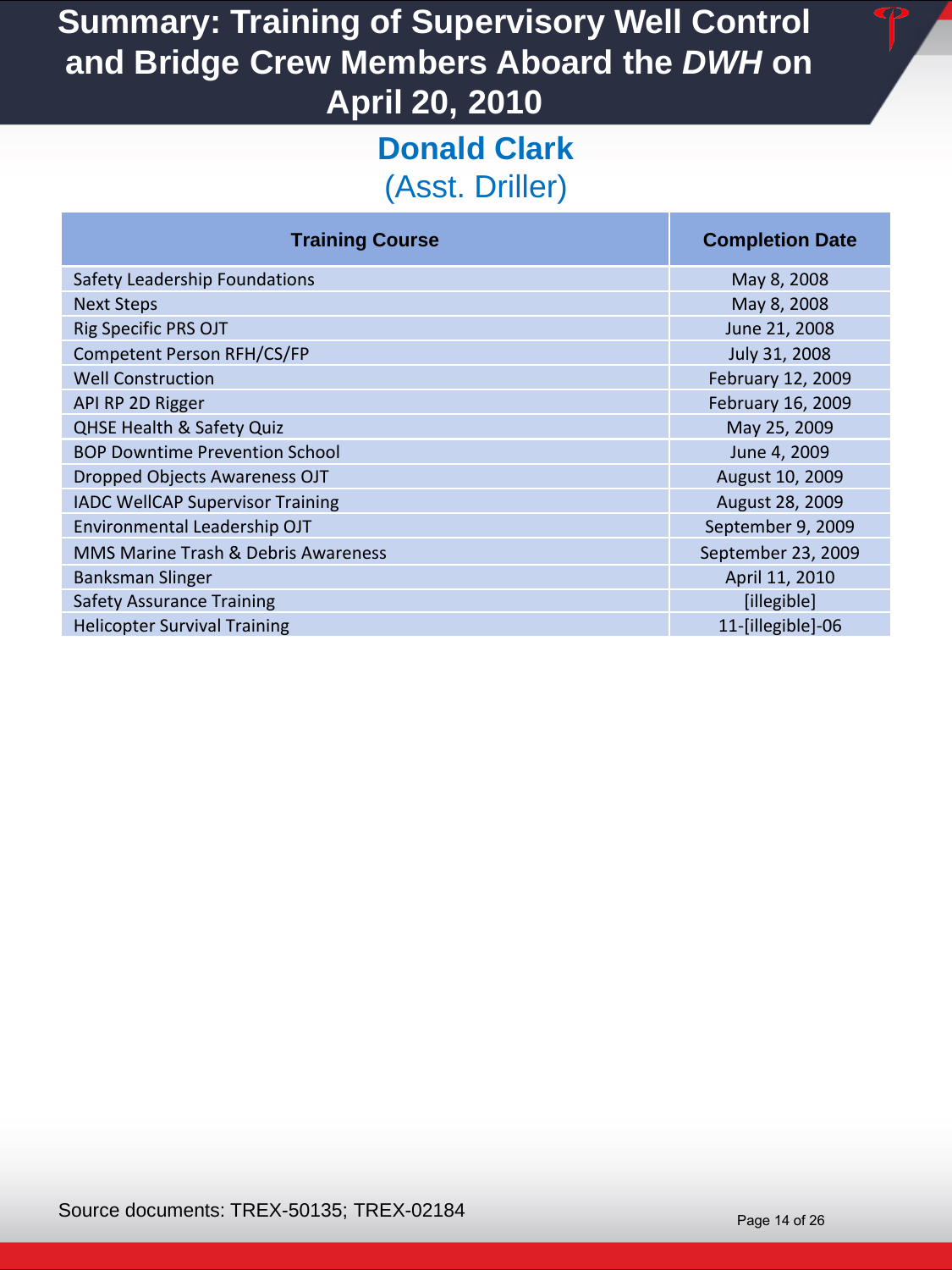# Summary: Training of Supervisory Well Control and Bridge Crew Members Aboard the *DWH* on April 20, 2010

## Donald Clark
(Asst. Driller)

| Training Course | Completion Date |
|---|---|
| Safety Leadership Foundations | May 8, 2008 |
| Next Steps | May 8, 2008 |
| Rig Specific PRS OJT | June 21, 2008 |
| Competent Person RFH/CS/FP | July 31, 2008 |
| Well Construction | February 12, 2009 |
| API RP 2D Rigger | February 16, 2009 |
| QHSE Health & Safety Quiz | May 25, 2009 |
| BOP Downtime Prevention School | June 4, 2009 |
| Dropped Objects Awareness OJT | August 10, 2009 |
| IADC WellCAP Supervisor Training | August 28, 2009 |
| Environmental Leadership OJT | September 9, 2009 |
| MMS Marine Trash & Debris Awareness | September 23, 2009 |
| Banksman Slinger | April 11, 2010 |
| Safety Assurance Training | [illegible] |
| Helicopter Survival Training | 11-[illegible]-06 |

Source documents: TREX-50135; TREX-02184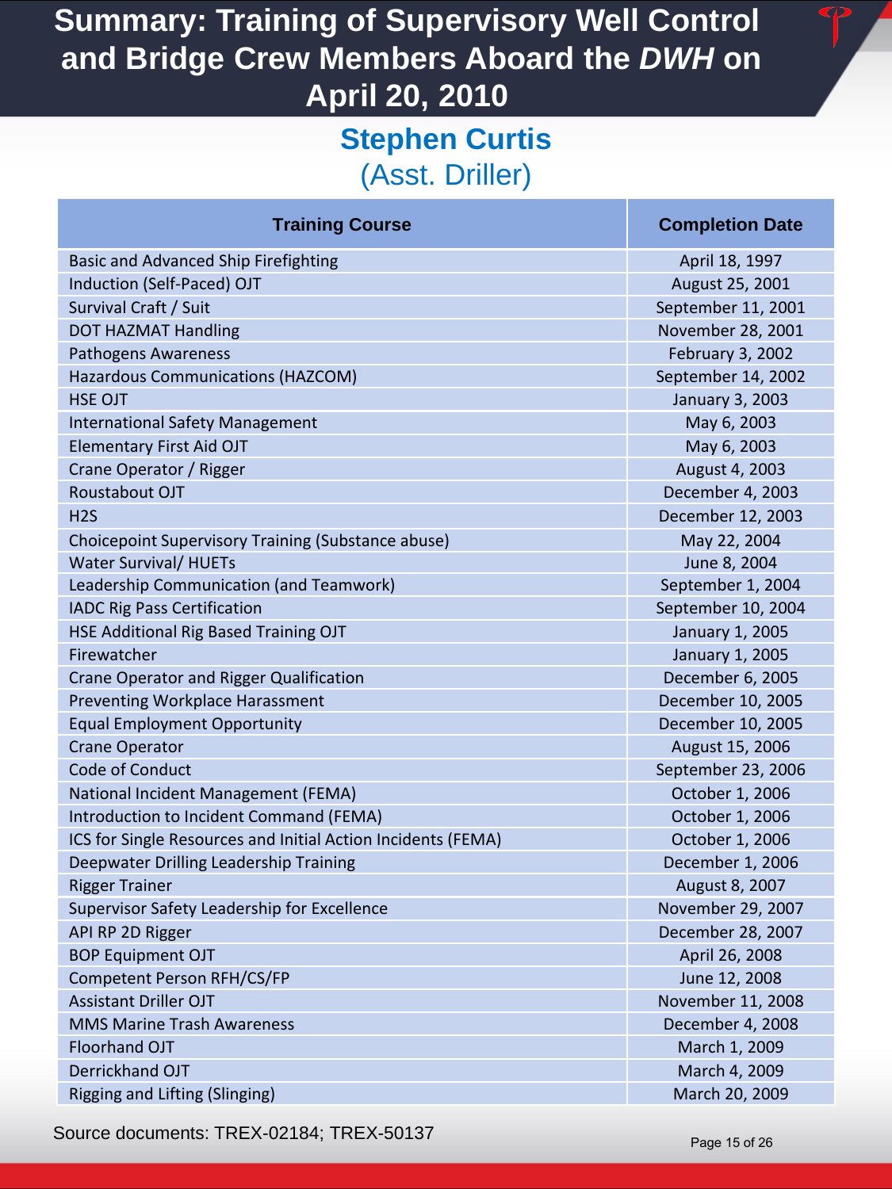# Summary: Training of Supervisory Well Control and Bridge Crew Members Aboard the *DWH* on April 20, 2010

## Stephen Curtis
(Asst. Driller)

| Training Course | Completion Date |
|---|---|
| Basic and Advanced Ship Firefighting | April 18, 1997 |
| Induction (Self-Paced) OJT | August 25, 2001 |
| Survival Craft / Suit | September 11, 2001 |
| DOT HAZMAT Handling | November 28, 2001 |
| Pathogens Awareness | February 3, 2002 |
| Hazardous Communications (HAZCOM) | September 14, 2002 |
| HSE OJT | January 3, 2003 |
| International Safety Management | May 6, 2003 |
| Elementary First Aid OJT | May 6, 2003 |
| Crane Operator / Rigger | August 4, 2003 |
| Roustabout OJT | December 4, 2003 |
| H2S | December 12, 2003 |
| Choicepoint Supervisory Training (Substance abuse) | May 22, 2004 |
| Water Survival/ HUETs | June 8, 2004 |
| Leadership Communication (and Teamwork) | September 1, 2004 |
| IADC Rig Pass Certification | September 10, 2004 |
| HSE Additional Rig Based Training OJT | January 1, 2005 |
| Firewatcher | January 1, 2005 |
| Crane Operator and Rigger Qualification | December 6, 2005 |
| Preventing Workplace Harassment | December 10, 2005 |
| Equal Employment Opportunity | December 10, 2005 |
| Crane Operator | August 15, 2006 |
| Code of Conduct | September 23, 2006 |
| National Incident Management (FEMA) | October 1, 2006 |
| Introduction to Incident Command (FEMA) | October 1, 2006 |
| ICS for Single Resources and Initial Action Incidents (FEMA) | October 1, 2006 |
| Deepwater Drilling Leadership Training | December 1, 2006 |
| Rigger Trainer | August 8, 2007 |
| Supervisor Safety Leadership for Excellence | November 29, 2007 |
| API RP 2D Rigger | December 28, 2007 |
| BOP Equipment OJT | April 26, 2008 |
| Competent Person RFH/CS/FP | June 12, 2008 |
| Assistant Driller OJT | November 11, 2008 |
| MMS Marine Trash Awareness | December 4, 2008 |
| Floorhand OJT | March 1, 2009 |
| Derrickhand OJT | March 4, 2009 |
| Rigging and Lifting (Slinging) | March 20, 2009 |

Source documents: TREX-02184; TREX-50137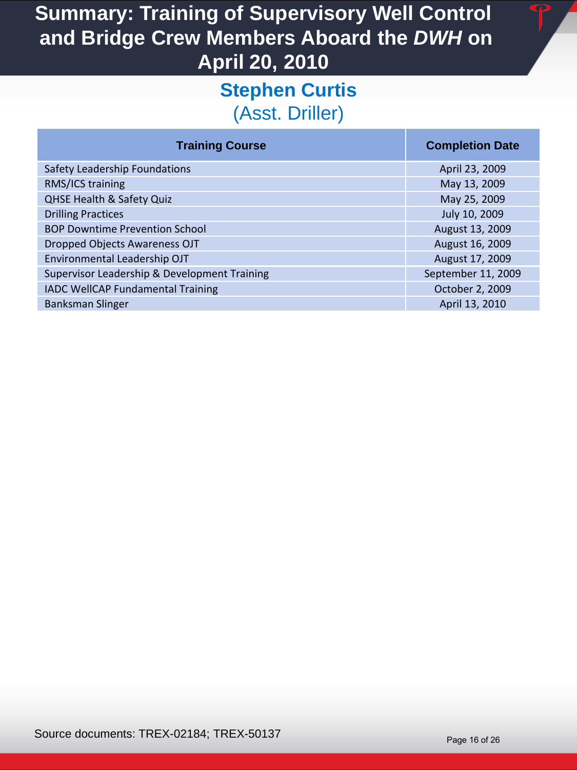# Summary: Training of Supervisory Well Control and Bridge Crew Members Aboard the *DWH* on April 20, 2010

## Stephen Curtis
(Asst. Driller)

| Training Course | Completion Date |
|---|---|
| Safety Leadership Foundations | April 23, 2009 |
| RMS/ICS training | May 13, 2009 |
| QHSE Health & Safety Quiz | May 25, 2009 |
| Drilling Practices | July 10, 2009 |
| BOP Downtime Prevention School | August 13, 2009 |
| Dropped Objects Awareness OJT | August 16, 2009 |
| Environmental Leadership OJT | August 17, 2009 |
| Supervisor Leadership & Development Training | September 11, 2009 |
| IADC WellCAP Fundamental Training | October 2, 2009 |
| Banksman Slinger | April 13, 2010 |

Source documents: TREX-02184; TREX-50137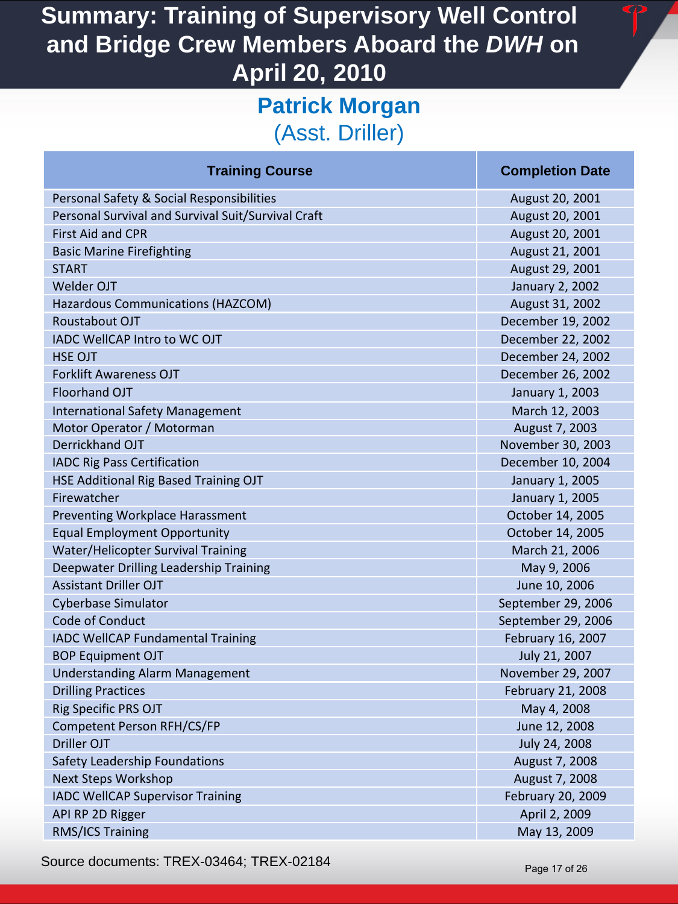# Summary: Training of Supervisory Well Control and Bridge Crew Members Aboard the *DWH* on April 20, 2010

## Patrick Morgan
(Asst. Driller)

| Training Course | Completion Date |
|---|---|
| Personal Safety & Social Responsibilities | August 20, 2001 |
| Personal Survival and Survival Suit/Survival Craft | August 20, 2001 |
| First Aid and CPR | August 20, 2001 |
| Basic Marine Firefighting | August 21, 2001 |
| START | August 29, 2001 |
| Welder OJT | January 2, 2002 |
| Hazardous Communications (HAZCOM) | August 31, 2002 |
| Roustabout OJT | December 19, 2002 |
| IADC WellCAP Intro to WC OJT | December 22, 2002 |
| HSE OJT | December 24, 2002 |
| Forklift Awareness OJT | December 26, 2002 |
| Floorhand OJT | January 1, 2003 |
| International Safety Management | March 12, 2003 |
| Motor Operator / Motorman | August 7, 2003 |
| Derrickhand OJT | November 30, 2003 |
| IADC Rig Pass Certification | December 10, 2004 |
| HSE Additional Rig Based Training OJT | January 1, 2005 |
| Firewatcher | January 1, 2005 |
| Preventing Workplace Harassment | October 14, 2005 |
| Equal Employment Opportunity | October 14, 2005 |
| Water/Helicopter Survival Training | March 21, 2006 |
| Deepwater Drilling Leadership Training | May 9, 2006 |
| Assistant Driller OJT | June 10, 2006 |
| Cyberbase Simulator | September 29, 2006 |
| Code of Conduct | September 29, 2006 |
| IADC WellCAP Fundamental Training | February 16, 2007 |
| BOP Equipment OJT | July 21, 2007 |
| Understanding Alarm Management | November 29, 2007 |
| Drilling Practices | February 21, 2008 |
| Rig Specific PRS OJT | May 4, 2008 |
| Competent Person RFH/CS/FP | June 12, 2008 |
| Driller OJT | July 24, 2008 |
| Safety Leadership Foundations | August 7, 2008 |
| Next Steps Workshop | August 7, 2008 |
| IADC WellCAP Supervisor Training | February 20, 2009 |
| API RP 2D Rigger | April 2, 2009 |
| RMS/ICS Training | May 13, 2009 |

Source documents: TREX-03464; TREX-02184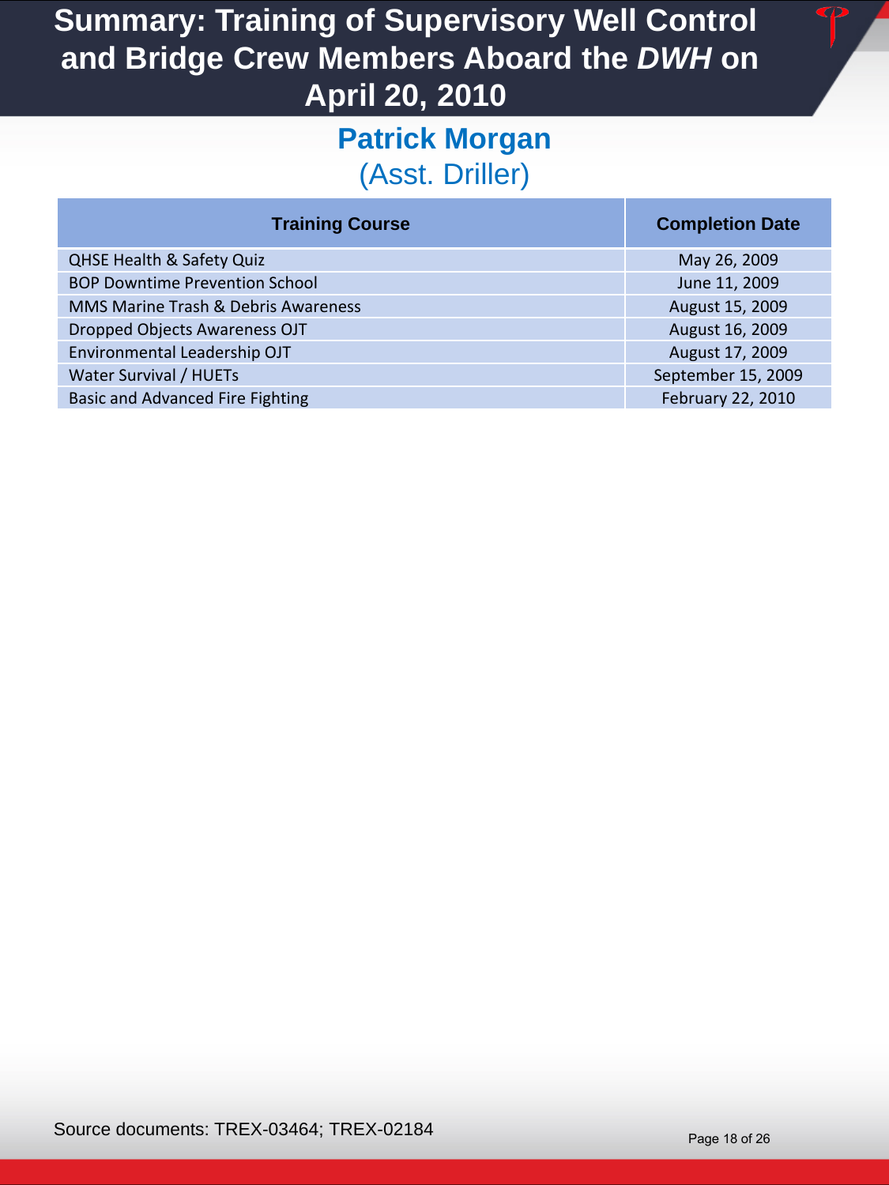# Summary: Training of Supervisory Well Control and Bridge Crew Members Aboard the *DWH* on April 20, 2010

## Patrick Morgan
(Asst. Driller)

| Training Course | Completion Date |
|---|---|
| QHSE Health & Safety Quiz | May 26, 2009 |
| BOP Downtime Prevention School | June 11, 2009 |
| MMS Marine Trash & Debris Awareness | August 15, 2009 |
| Dropped Objects Awareness OJT | August 16, 2009 |
| Environmental Leadership OJT | August 17, 2009 |
| Water Survival / HUETs | September 15, 2009 |
| Basic and Advanced Fire Fighting | February 22, 2010 |

Source documents: TREX-03464; TREX-02184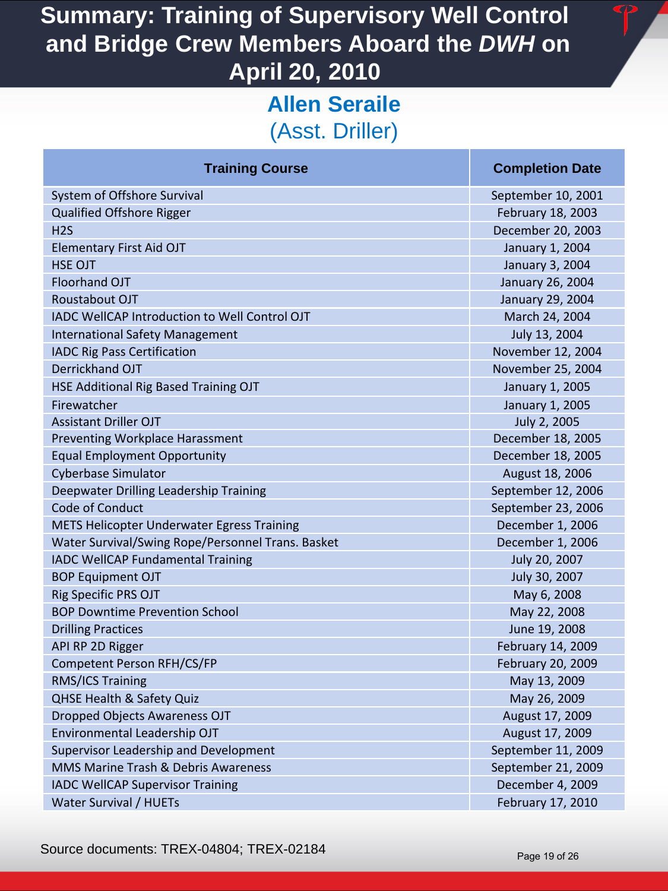# Summary: Training of Supervisory Well Control and Bridge Crew Members Aboard the *DWH* on April 20, 2010

## Allen Seraile
(Asst. Driller)

| Training Course | Completion Date |
|---|---|
| System of Offshore Survival | September 10, 2001 |
| Qualified Offshore Rigger | February 18, 2003 |
| H2S | December 20, 2003 |
| Elementary First Aid OJT | January 1, 2004 |
| HSE OJT | January 3, 2004 |
| Floorhand OJT | January 26, 2004 |
| Roustabout OJT | January 29, 2004 |
| IADC WellCAP Introduction to Well Control OJT | March 24, 2004 |
| International Safety Management | July 13, 2004 |
| IADC Rig Pass Certification | November 12, 2004 |
| Derrickhand OJT | November 25, 2004 |
| HSE Additional Rig Based Training OJT | January 1, 2005 |
| Firewatcher | January 1, 2005 |
| Assistant Driller OJT | July 2, 2005 |
| Preventing Workplace Harassment | December 18, 2005 |
| Equal Employment Opportunity | December 18, 2005 |
| Cyberbase Simulator | August 18, 2006 |
| Deepwater Drilling Leadership Training | September 12, 2006 |
| Code of Conduct | September 23, 2006 |
| METS Helicopter Underwater Egress Training | December 1, 2006 |
| Water Survival/Swing Rope/Personnel Trans. Basket | December 1, 2006 |
| IADC WellCAP Fundamental Training | July 20, 2007 |
| BOP Equipment OJT | July 30, 2007 |
| Rig Specific PRS OJT | May 6, 2008 |
| BOP Downtime Prevention School | May 22, 2008 |
| Drilling Practices | June 19, 2008 |
| API RP 2D Rigger | February 14, 2009 |
| Competent Person RFH/CS/FP | February 20, 2009 |
| RMS/ICS Training | May 13, 2009 |
| QHSE Health & Safety Quiz | May 26, 2009 |
| Dropped Objects Awareness OJT | August 17, 2009 |
| Environmental Leadership OJT | August 17, 2009 |
| Supervisor Leadership and Development | September 11, 2009 |
| MMS Marine Trash & Debris Awareness | September 21, 2009 |
| IADC WellCAP Supervisor Training | December 4, 2009 |
| Water Survival / HUETs | February 17, 2010 |

Source documents: TREX-04804; TREX-02184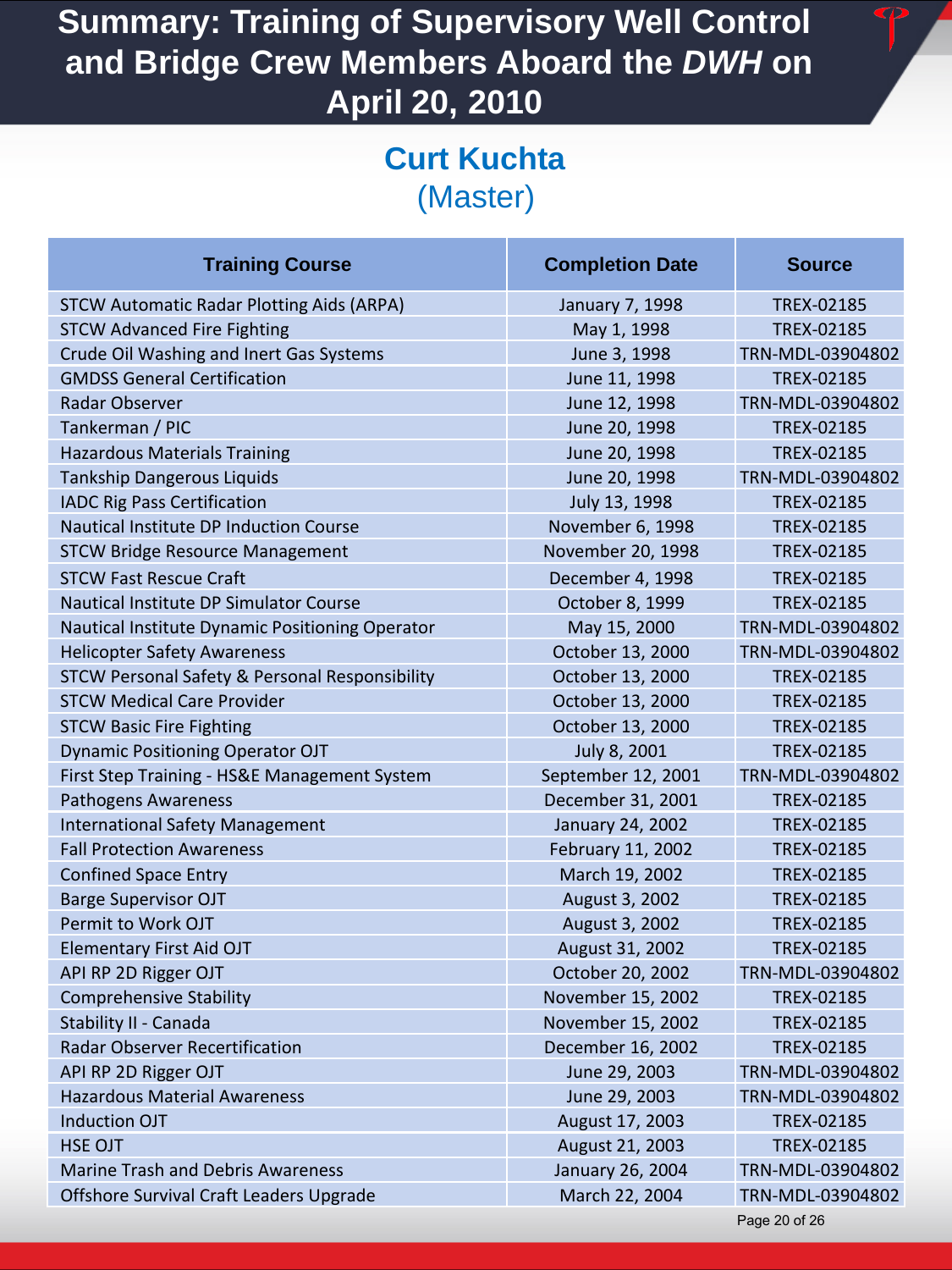# Summary: Training of Supervisory Well Control and Bridge Crew Members Aboard the *DWH* on April 20, 2010

## Curt Kuchta
(Master)

| Training Course | Completion Date | Source |
|---|---|---|
| STCW Automatic Radar Plotting Aids (ARPA) | January 7, 1998 | TREX-02185 |
| STCW Advanced Fire Fighting | May 1, 1998 | TREX-02185 |
| Crude Oil Washing and Inert Gas Systems | June 3, 1998 | TRN-MDL-03904802 |
| GMDSS General Certification | June 11, 1998 | TREX-02185 |
| Radar Observer | June 12, 1998 | TRN-MDL-03904802 |
| Tankerman / PIC | June 20, 1998 | TREX-02185 |
| Hazardous Materials Training | June 20, 1998 | TREX-02185 |
| Tankship Dangerous Liquids | June 20, 1998 | TRN-MDL-03904802 |
| IADC Rig Pass Certification | July 13, 1998 | TREX-02185 |
| Nautical Institute DP Induction Course | November 6, 1998 | TREX-02185 |
| STCW Bridge Resource Management | November 20, 1998 | TREX-02185 |
| STCW Fast Rescue Craft | December 4, 1998 | TREX-02185 |
| Nautical Institute DP Simulator Course | October 8, 1999 | TREX-02185 |
| Nautical Institute Dynamic Positioning Operator | May 15, 2000 | TRN-MDL-03904802 |
| Helicopter Safety Awareness | October 13, 2000 | TRN-MDL-03904802 |
| STCW Personal Safety & Personal Responsibility | October 13, 2000 | TREX-02185 |
| STCW Medical Care Provider | October 13, 2000 | TREX-02185 |
| STCW Basic Fire Fighting | October 13, 2000 | TREX-02185 |
| Dynamic Positioning Operator OJT | July 8, 2001 | TREX-02185 |
| First Step Training - HS&E Management System | September 12, 2001 | TRN-MDL-03904802 |
| Pathogens Awareness | December 31, 2001 | TREX-02185 |
| International Safety Management | January 24, 2002 | TREX-02185 |
| Fall Protection Awareness | February 11, 2002 | TREX-02185 |
| Confined Space Entry | March 19, 2002 | TREX-02185 |
| Barge Supervisor OJT | August 3, 2002 | TREX-02185 |
| Permit to Work OJT | August 3, 2002 | TREX-02185 |
| Elementary First Aid OJT | August 31, 2002 | TREX-02185 |
| API RP 2D Rigger OJT | October 20, 2002 | TRN-MDL-03904802 |
| Comprehensive Stability | November 15, 2002 | TREX-02185 |
| Stability II - Canada | November 15, 2002 | TREX-02185 |
| Radar Observer Recertification | December 16, 2002 | TREX-02185 |
| API RP 2D Rigger OJT | June 29, 2003 | TRN-MDL-03904802 |
| Hazardous Material Awareness | June 29, 2003 | TRN-MDL-03904802 |
| Induction OJT | August 17, 2003 | TREX-02185 |
| HSE OJT | August 21, 2003 | TREX-02185 |
| Marine Trash and Debris Awareness | January 26, 2004 | TRN-MDL-03904802 |
| Offshore Survival Craft Leaders Upgrade | March 22, 2004 | TRN-MDL-03904802 |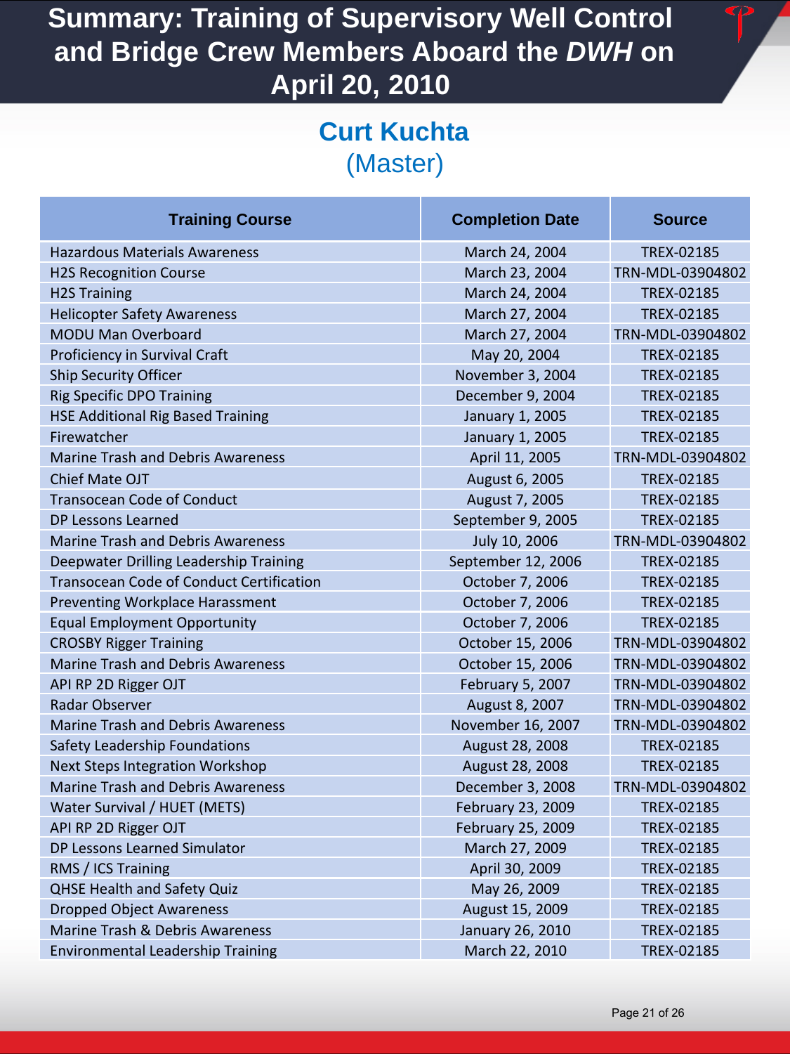# Summary: Training of Supervisory Well Control and Bridge Crew Members Aboard the *DWH* on April 20, 2010

## Curt Kuchta
(Master)

| Training Course | Completion Date | Source |
|---|---|---|
| Hazardous Materials Awareness | March 24, 2004 | TREX-02185 |
| H2S Recognition Course | March 23, 2004 | TRN-MDL-03904802 |
| H2S Training | March 24, 2004 | TREX-02185 |
| Helicopter Safety Awareness | March 27, 2004 | TREX-02185 |
| MODU Man Overboard | March 27, 2004 | TRN-MDL-03904802 |
| Proficiency in Survival Craft | May 20, 2004 | TREX-02185 |
| Ship Security Officer | November 3, 2004 | TREX-02185 |
| Rig Specific DPO Training | December 9, 2004 | TREX-02185 |
| HSE Additional Rig Based Training | January 1, 2005 | TREX-02185 |
| Firewatcher | January 1, 2005 | TREX-02185 |
| Marine Trash and Debris Awareness | April 11, 2005 | TRN-MDL-03904802 |
| Chief Mate OJT | August 6, 2005 | TREX-02185 |
| Transocean Code of Conduct | August 7, 2005 | TREX-02185 |
| DP Lessons Learned | September 9, 2005 | TREX-02185 |
| Marine Trash and Debris Awareness | July 10, 2006 | TRN-MDL-03904802 |
| Deepwater Drilling Leadership Training | September 12, 2006 | TREX-02185 |
| Transocean Code of Conduct Certification | October 7, 2006 | TREX-02185 |
| Preventing Workplace Harassment | October 7, 2006 | TREX-02185 |
| Equal Employment Opportunity | October 7, 2006 | TREX-02185 |
| CROSBY Rigger Training | October 15, 2006 | TRN-MDL-03904802 |
| Marine Trash and Debris Awareness | October 15, 2006 | TRN-MDL-03904802 |
| API RP 2D Rigger OJT | February 5, 2007 | TRN-MDL-03904802 |
| Radar Observer | August 8, 2007 | TRN-MDL-03904802 |
| Marine Trash and Debris Awareness | November 16, 2007 | TRN-MDL-03904802 |
| Safety Leadership Foundations | August 28, 2008 | TREX-02185 |
| Next Steps Integration Workshop | August 28, 2008 | TREX-02185 |
| Marine Trash and Debris Awareness | December 3, 2008 | TRN-MDL-03904802 |
| Water Survival / HUET (METS) | February 23, 2009 | TREX-02185 |
| API RP 2D Rigger OJT | February 25, 2009 | TREX-02185 |
| DP Lessons Learned Simulator | March 27, 2009 | TREX-02185 |
| RMS / ICS Training | April 30, 2009 | TREX-02185 |
| QHSE Health and Safety Quiz | May 26, 2009 | TREX-02185 |
| Dropped Object Awareness | August 15, 2009 | TREX-02185 |
| Marine Trash & Debris Awareness | January 26, 2010 | TREX-02185 |
| Environmental Leadership Training | March 22, 2010 | TREX-02185 |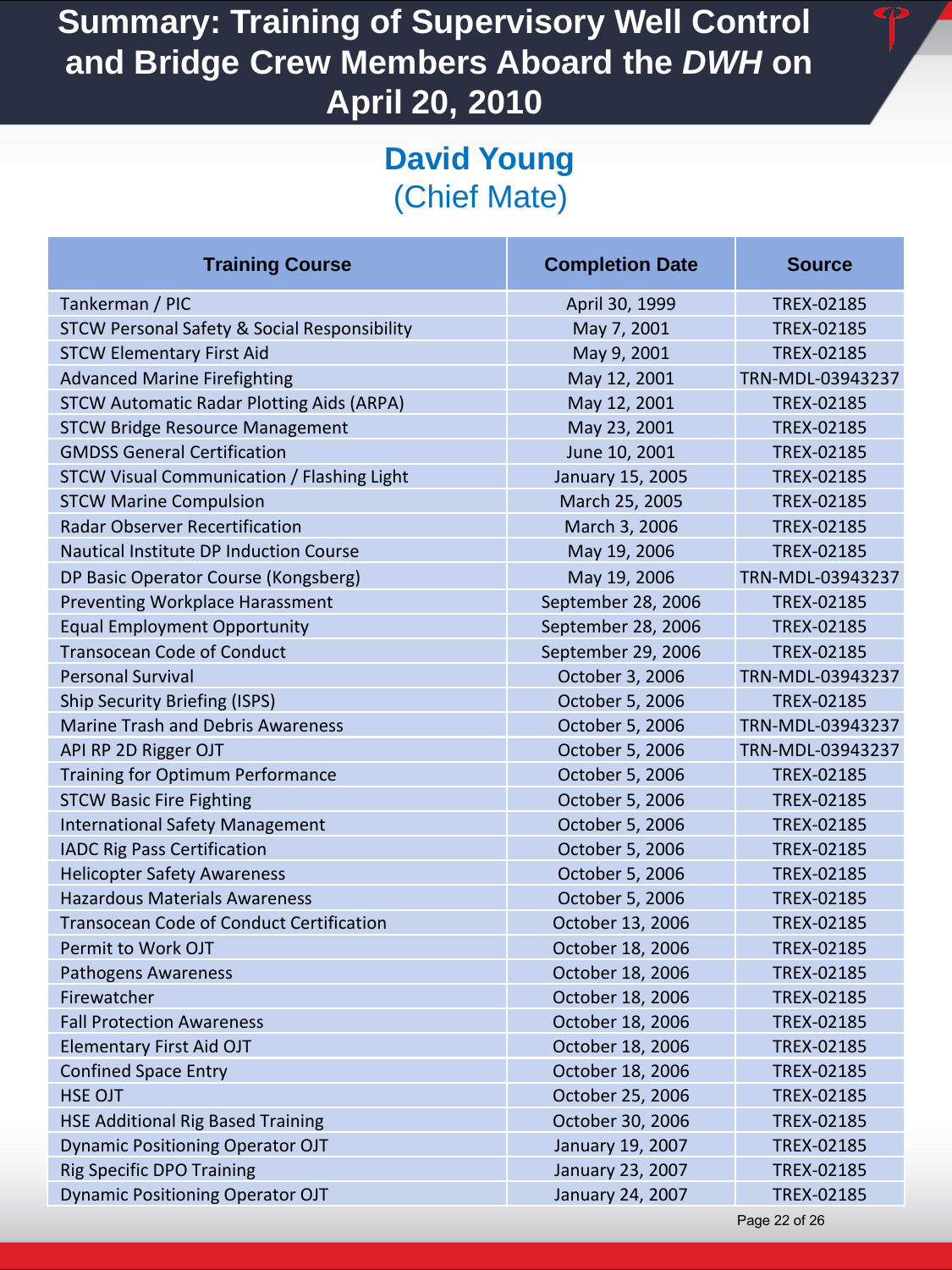# Summary: Training of Supervisory Well Control and Bridge Crew Members Aboard the *DWH* on April 20, 2010

## David Young
(Chief Mate)

| Training Course | Completion Date | Source |
|---|---|---|
| Tankerman / PIC | April 30, 1999 | TREX-02185 |
| STCW Personal Safety & Social Responsibility | May 7, 2001 | TREX-02185 |
| STCW Elementary First Aid | May 9, 2001 | TREX-02185 |
| Advanced Marine Firefighting | May 12, 2001 | TRN-MDL-03943237 |
| STCW Automatic Radar Plotting Aids (ARPA) | May 12, 2001 | TREX-02185 |
| STCW Bridge Resource Management | May 23, 2001 | TREX-02185 |
| GMDSS General Certification | June 10, 2001 | TREX-02185 |
| STCW Visual Communication / Flashing Light | January 15, 2005 | TREX-02185 |
| STCW Marine Compulsion | March 25, 2005 | TREX-02185 |
| Radar Observer Recertification | March 3, 2006 | TREX-02185 |
| Nautical Institute DP Induction Course | May 19, 2006 | TREX-02185 |
| DP Basic Operator Course (Kongsberg) | May 19, 2006 | TRN-MDL-03943237 |
| Preventing Workplace Harassment | September 28, 2006 | TREX-02185 |
| Equal Employment Opportunity | September 28, 2006 | TREX-02185 |
| Transocean Code of Conduct | September 29, 2006 | TREX-02185 |
| Personal Survival | October 3, 2006 | TRN-MDL-03943237 |
| Ship Security Briefing (ISPS) | October 5, 2006 | TREX-02185 |
| Marine Trash and Debris Awareness | October 5, 2006 | TRN-MDL-03943237 |
| API RP 2D Rigger OJT | October 5, 2006 | TRN-MDL-03943237 |
| Training for Optimum Performance | October 5, 2006 | TREX-02185 |
| STCW Basic Fire Fighting | October 5, 2006 | TREX-02185 |
| International Safety Management | October 5, 2006 | TREX-02185 |
| IADC Rig Pass Certification | October 5, 2006 | TREX-02185 |
| Helicopter Safety Awareness | October 5, 2006 | TREX-02185 |
| Hazardous Materials Awareness | October 5, 2006 | TREX-02185 |
| Transocean Code of Conduct Certification | October 13, 2006 | TREX-02185 |
| Permit to Work OJT | October 18, 2006 | TREX-02185 |
| Pathogens Awareness | October 18, 2006 | TREX-02185 |
| Firewatcher | October 18, 2006 | TREX-02185 |
| Fall Protection Awareness | October 18, 2006 | TREX-02185 |
| Elementary First Aid OJT | October 18, 2006 | TREX-02185 |
| Confined Space Entry | October 18, 2006 | TREX-02185 |
| HSE OJT | October 25, 2006 | TREX-02185 |
| HSE Additional Rig Based Training | October 30, 2006 | TREX-02185 |
| Dynamic Positioning Operator OJT | January 19, 2007 | TREX-02185 |
| Rig Specific DPO Training | January 23, 2007 | TREX-02185 |
| Dynamic Positioning Operator OJT | January 24, 2007 | TREX-02185 |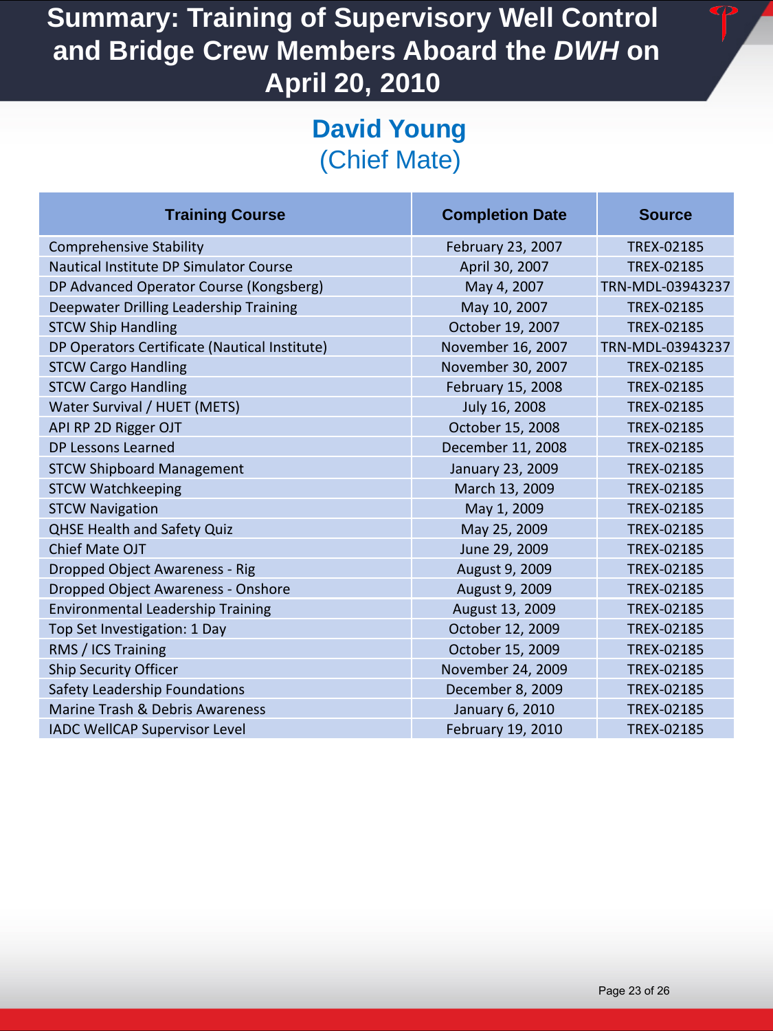# Summary: Training of Supervisory Well Control and Bridge Crew Members Aboard the *DWH* on April 20, 2010

## David Young
(Chief Mate)

| Training Course | Completion Date | Source |
|---|---|---|
| Comprehensive Stability | February 23, 2007 | TREX-02185 |
| Nautical Institute DP Simulator Course | April 30, 2007 | TREX-02185 |
| DP Advanced Operator Course (Kongsberg) | May 4, 2007 | TRN-MDL-03943237 |
| Deepwater Drilling Leadership Training | May 10, 2007 | TREX-02185 |
| STCW Ship Handling | October 19, 2007 | TREX-02185 |
| DP Operators Certificate (Nautical Institute) | November 16, 2007 | TRN-MDL-03943237 |
| STCW Cargo Handling | November 30, 2007 | TREX-02185 |
| STCW Cargo Handling | February 15, 2008 | TREX-02185 |
| Water Survival / HUET (METS) | July 16, 2008 | TREX-02185 |
| API RP 2D Rigger OJT | October 15, 2008 | TREX-02185 |
| DP Lessons Learned | December 11, 2008 | TREX-02185 |
| STCW Shipboard Management | January 23, 2009 | TREX-02185 |
| STCW Watchkeeping | March 13, 2009 | TREX-02185 |
| STCW Navigation | May 1, 2009 | TREX-02185 |
| QHSE Health and Safety Quiz | May 25, 2009 | TREX-02185 |
| Chief Mate OJT | June 29, 2009 | TREX-02185 |
| Dropped Object Awareness - Rig | August 9, 2009 | TREX-02185 |
| Dropped Object Awareness - Onshore | August 9, 2009 | TREX-02185 |
| Environmental Leadership Training | August 13, 2009 | TREX-02185 |
| Top Set Investigation: 1 Day | October 12, 2009 | TREX-02185 |
| RMS / ICS Training | October 15, 2009 | TREX-02185 |
| Ship Security Officer | November 24, 2009 | TREX-02185 |
| Safety Leadership Foundations | December 8, 2009 | TREX-02185 |
| Marine Trash & Debris Awareness | January 6, 2010 | TREX-02185 |
| IADC WellCAP Supervisor Level | February 19, 2010 | TREX-02185 |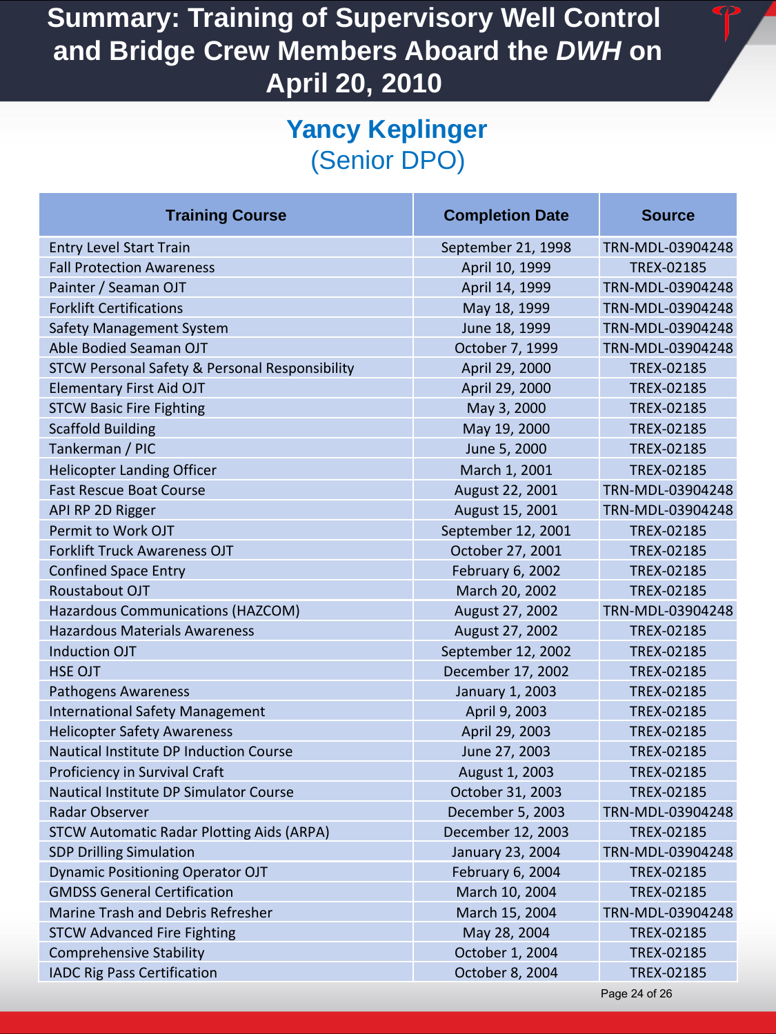# Summary: Training of Supervisory Well Control and Bridge Crew Members Aboard the *DWH* on April 20, 2010

## Yancy Keplinger
(Senior DPO)

| Training Course | Completion Date | Source |
|---|---|---|
| Entry Level Start Train | September 21, 1998 | TRN-MDL-03904248 |
| Fall Protection Awareness | April 10, 1999 | TREX-02185 |
| Painter / Seaman OJT | April 14, 1999 | TRN-MDL-03904248 |
| Forklift Certifications | May 18, 1999 | TRN-MDL-03904248 |
| Safety Management System | June 18, 1999 | TRN-MDL-03904248 |
| Able Bodied Seaman OJT | October 7, 1999 | TRN-MDL-03904248 |
| STCW Personal Safety & Personal Responsibility | April 29, 2000 | TREX-02185 |
| Elementary First Aid OJT | April 29, 2000 | TREX-02185 |
| STCW Basic Fire Fighting | May 3, 2000 | TREX-02185 |
| Scaffold Building | May 19, 2000 | TREX-02185 |
| Tankerman / PIC | June 5, 2000 | TREX-02185 |
| Helicopter Landing Officer | March 1, 2001 | TREX-02185 |
| Fast Rescue Boat Course | August 22, 2001 | TRN-MDL-03904248 |
| API RP 2D Rigger | August 15, 2001 | TRN-MDL-03904248 |
| Permit to Work OJT | September 12, 2001 | TREX-02185 |
| Forklift Truck Awareness OJT | October 27, 2001 | TREX-02185 |
| Confined Space Entry | February 6, 2002 | TREX-02185 |
| Roustabout OJT | March 20, 2002 | TREX-02185 |
| Hazardous Communications (HAZCOM) | August 27, 2002 | TRN-MDL-03904248 |
| Hazardous Materials Awareness | August 27, 2002 | TREX-02185 |
| Induction OJT | September 12, 2002 | TREX-02185 |
| HSE OJT | December 17, 2002 | TREX-02185 |
| Pathogens Awareness | January 1, 2003 | TREX-02185 |
| International Safety Management | April 9, 2003 | TREX-02185 |
| Helicopter Safety Awareness | April 29, 2003 | TREX-02185 |
| Nautical Institute DP Induction Course | June 27, 2003 | TREX-02185 |
| Proficiency in Survival Craft | August 1, 2003 | TREX-02185 |
| Nautical Institute DP Simulator Course | October 31, 2003 | TREX-02185 |
| Radar Observer | December 5, 2003 | TRN-MDL-03904248 |
| STCW Automatic Radar Plotting Aids (ARPA) | December 12, 2003 | TREX-02185 |
| SDP Drilling Simulation | January 23, 2004 | TRN-MDL-03904248 |
| Dynamic Positioning Operator OJT | February 6, 2004 | TREX-02185 |
| GMDSS General Certification | March 10, 2004 | TREX-02185 |
| Marine Trash and Debris Refresher | March 15, 2004 | TRN-MDL-03904248 |
| STCW Advanced Fire Fighting | May 28, 2004 | TREX-02185 |
| Comprehensive Stability | October 1, 2004 | TREX-02185 |
| IADC Rig Pass Certification | October 8, 2004 | TREX-02185 |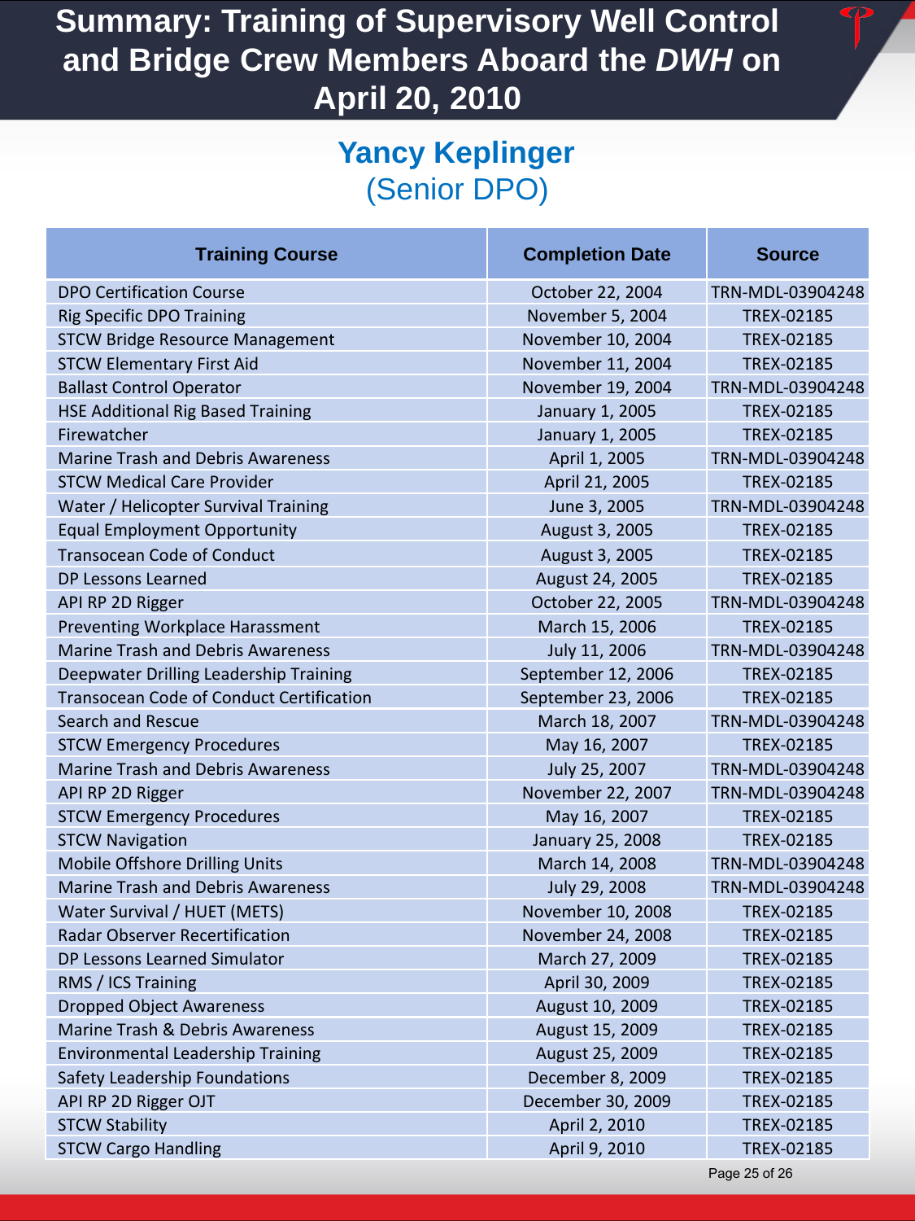# Summary: Training of Supervisory Well Control and Bridge Crew Members Aboard the *DWH* on April 20, 2010

## Yancy Keplinger
(Senior DPO)

| Training Course | Completion Date | Source |
|---|---|---|
| DPO Certification Course | October 22, 2004 | TRN-MDL-03904248 |
| Rig Specific DPO Training | November 5, 2004 | TREX-02185 |
| STCW Bridge Resource Management | November 10, 2004 | TREX-02185 |
| STCW Elementary First Aid | November 11, 2004 | TREX-02185 |
| Ballast Control Operator | November 19, 2004 | TRN-MDL-03904248 |
| HSE Additional Rig Based Training | January 1, 2005 | TREX-02185 |
| Firewatcher | January 1, 2005 | TREX-02185 |
| Marine Trash and Debris Awareness | April 1, 2005 | TRN-MDL-03904248 |
| STCW Medical Care Provider | April 21, 2005 | TREX-02185 |
| Water / Helicopter Survival Training | June 3, 2005 | TRN-MDL-03904248 |
| Equal Employment Opportunity | August 3, 2005 | TREX-02185 |
| Transocean Code of Conduct | August 3, 2005 | TREX-02185 |
| DP Lessons Learned | August 24, 2005 | TREX-02185 |
| API RP 2D Rigger | October 22, 2005 | TRN-MDL-03904248 |
| Preventing Workplace Harassment | March 15, 2006 | TREX-02185 |
| Marine Trash and Debris Awareness | July 11, 2006 | TRN-MDL-03904248 |
| Deepwater Drilling Leadership Training | September 12, 2006 | TREX-02185 |
| Transocean Code of Conduct Certification | September 23, 2006 | TREX-02185 |
| Search and Rescue | March 18, 2007 | TRN-MDL-03904248 |
| STCW Emergency Procedures | May 16, 2007 | TREX-02185 |
| Marine Trash and Debris Awareness | July 25, 2007 | TRN-MDL-03904248 |
| API RP 2D Rigger | November 22, 2007 | TRN-MDL-03904248 |
| STCW Emergency Procedures | May 16, 2007 | TREX-02185 |
| STCW Navigation | January 25, 2008 | TREX-02185 |
| Mobile Offshore Drilling Units | March 14, 2008 | TRN-MDL-03904248 |
| Marine Trash and Debris Awareness | July 29, 2008 | TRN-MDL-03904248 |
| Water Survival / HUET (METS) | November 10, 2008 | TREX-02185 |
| Radar Observer Recertification | November 24, 2008 | TREX-02185 |
| DP Lessons Learned Simulator | March 27, 2009 | TREX-02185 |
| RMS / ICS Training | April 30, 2009 | TREX-02185 |
| Dropped Object Awareness | August 10, 2009 | TREX-02185 |
| Marine Trash & Debris Awareness | August 15, 2009 | TREX-02185 |
| Environmental Leadership Training | August 25, 2009 | TREX-02185 |
| Safety Leadership Foundations | December 8, 2009 | TREX-02185 |
| API RP 2D Rigger OJT | December 30, 2009 | TREX-02185 |
| STCW Stability | April 2, 2010 | TREX-02185 |
| STCW Cargo Handling | April 9, 2010 | TREX-02185 |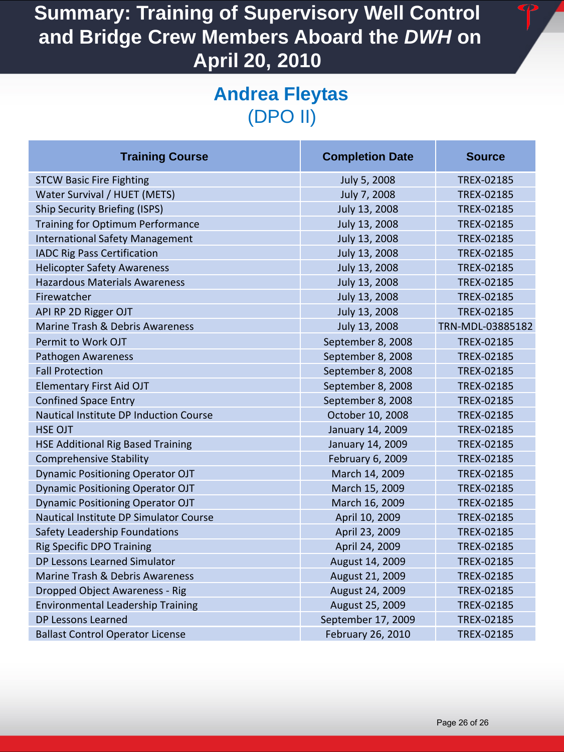# Summary: Training of Supervisory Well Control and Bridge Crew Members Aboard the *DWH* on April 20, 2010

## Andrea Fleytas
(DPO II)

| Training Course | Completion Date | Source |
|---|---|---|
| STCW Basic Fire Fighting | July 5, 2008 | TREX-02185 |
| Water Survival / HUET (METS) | July 7, 2008 | TREX-02185 |
| Ship Security Briefing (ISPS) | July 13, 2008 | TREX-02185 |
| Training for Optimum Performance | July 13, 2008 | TREX-02185 |
| International Safety Management | July 13, 2008 | TREX-02185 |
| IADC Rig Pass Certification | July 13, 2008 | TREX-02185 |
| Helicopter Safety Awareness | July 13, 2008 | TREX-02185 |
| Hazardous Materials Awareness | July 13, 2008 | TREX-02185 |
| Firewatcher | July 13, 2008 | TREX-02185 |
| API RP 2D Rigger OJT | July 13, 2008 | TREX-02185 |
| Marine Trash & Debris Awareness | July 13, 2008 | TRN-MDL-03885182 |
| Permit to Work OJT | September 8, 2008 | TREX-02185 |
| Pathogen Awareness | September 8, 2008 | TREX-02185 |
| Fall Protection | September 8, 2008 | TREX-02185 |
| Elementary First Aid OJT | September 8, 2008 | TREX-02185 |
| Confined Space Entry | September 8, 2008 | TREX-02185 |
| Nautical Institute DP Induction Course | October 10, 2008 | TREX-02185 |
| HSE OJT | January 14, 2009 | TREX-02185 |
| HSE Additional Rig Based Training | January 14, 2009 | TREX-02185 |
| Comprehensive Stability | February 6, 2009 | TREX-02185 |
| Dynamic Positioning Operator OJT | March 14, 2009 | TREX-02185 |
| Dynamic Positioning Operator OJT | March 15, 2009 | TREX-02185 |
| Dynamic Positioning Operator OJT | March 16, 2009 | TREX-02185 |
| Nautical Institute DP Simulator Course | April 10, 2009 | TREX-02185 |
| Safety Leadership Foundations | April 23, 2009 | TREX-02185 |
| Rig Specific DPO Training | April 24, 2009 | TREX-02185 |
| DP Lessons Learned Simulator | August 14, 2009 | TREX-02185 |
| Marine Trash & Debris Awareness | August 21, 2009 | TREX-02185 |
| Dropped Object Awareness - Rig | August 24, 2009 | TREX-02185 |
| Environmental Leadership Training | August 25, 2009 | TREX-02185 |
| DP Lessons Learned | September 17, 2009 | TREX-02185 |
| Ballast Control Operator License | February 26, 2010 | TREX-02185 |